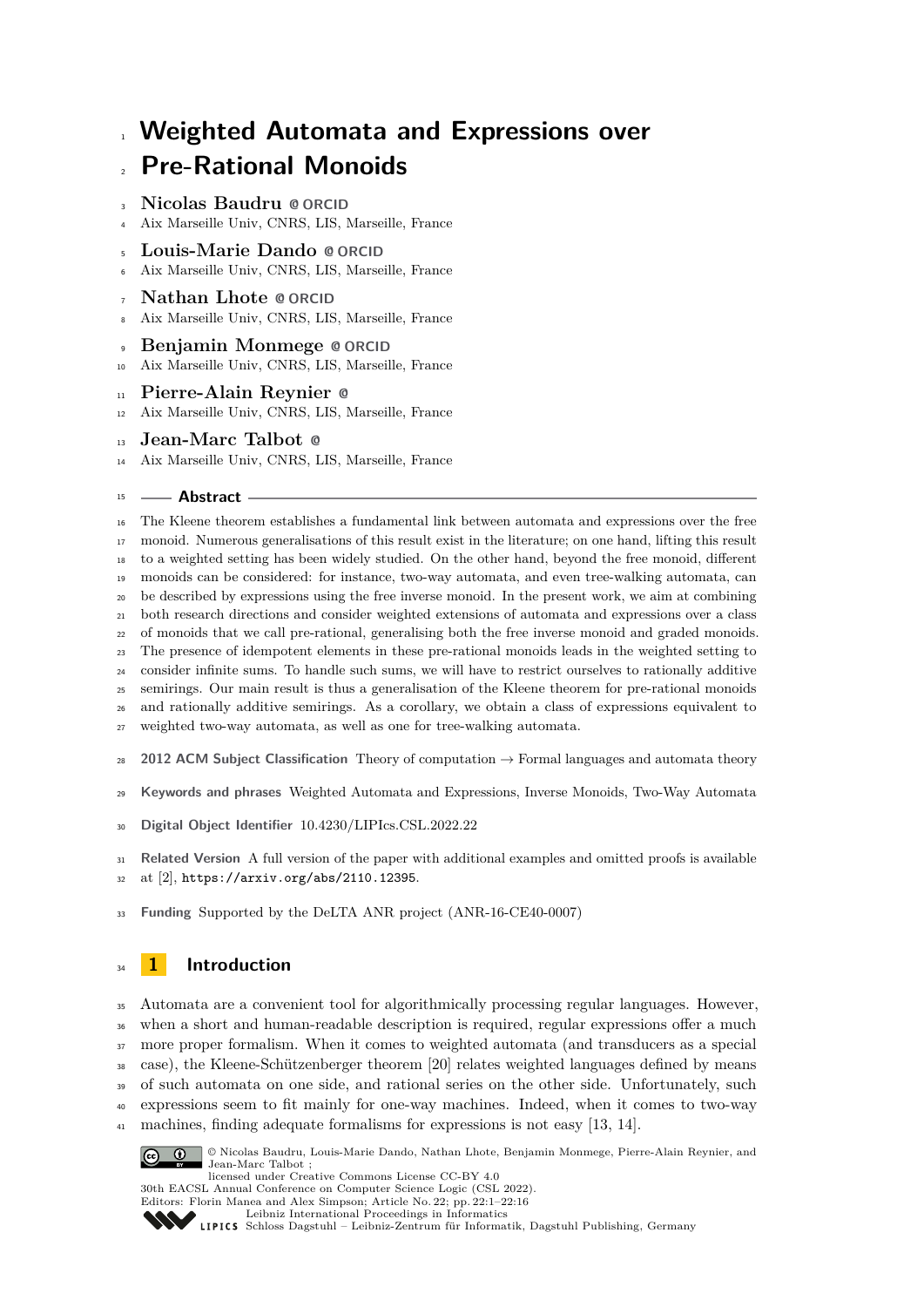# Weighted Automata and Expressions over Pre-Rational Monoids

**Nicolas Baudru**
Aix Marseille Univ, CNRS, LIS, Marseille, France

**Louis-Marie Dando**
Aix Marseille Univ, CNRS, LIS, Marseille, France

**Nathan Lhote**
Aix Marseille Univ, CNRS, LIS, Marseille, France

**Benjamin Monmege**
Aix Marseille Univ, CNRS, LIS, Marseille, France

**Pierre-Alain Reynier**
Aix Marseille Univ, CNRS, LIS, Marseille, France

**Jean-Marc Talbot**
Aix Marseille Univ, CNRS, LIS, Marseille, France

## Abstract

The Kleene theorem establishes a fundamental link between automata and expressions over the free monoid. Numerous generalisations of this result exist in the literature; on one hand, lifting this result to a weighted setting has been widely studied. On the other hand, beyond the free monoid, different monoids can be considered: for instance, two-way automata, and even tree-walking automata, can be described by expressions using the free inverse monoid. In the present work, we aim at combining both research directions and consider weighted extensions of automata and expressions over a class of monoids that we call pre-rational, generalising both the free inverse monoid and graded monoids. The presence of idempotent elements in these pre-rational monoids leads in the weighted setting to consider infinite sums. To handle such sums, we will have to restrict ourselves to rationally additive semirings. Our main result is thus a generalisation of the Kleene theorem for pre-rational monoids and rationally additive semirings. As a corollary, we obtain a class of expressions equivalent to weighted two-way automata, as well as one for tree-walking automata.

**2012 ACM Subject Classification** Theory of computation → Formal languages and automata theory

**Keywords and phrases** Weighted Automata and Expressions, Inverse Monoids, Two-Way Automata

**Digital Object Identifier** 10.4230/LIPIcs.CSL.2022.22

**Related Version** A full version of the paper with additional examples and omitted proofs is available at [2], https://arxiv.org/abs/2110.12395.

**Funding** Supported by the DeLTA ANR project (ANR-16-CE40-0007)

## 1 Introduction

Automata are a convenient tool for algorithmically processing regular languages. However, when a short and human-readable description is required, regular expressions offer a much more proper formalism. When it comes to weighted automata (and transducers as a special case), the Kleene-Schützenberger theorem [20] relates weighted languages defined by means of such automata on one side, and rational series on the other side. Unfortunately, such expressions seem to fit mainly for one-way machines. Indeed, when it comes to two-way machines, finding adequate formalisms for expressions is not easy [13, 14].

© Nicolas Baudru, Louis-Marie Dando, Nathan Lhote, Benjamin Monmege, Pierre-Alain Reynier, and Jean-Marc Talbot; licensed under Creative Commons License CC-BY 4.0
30th EACSL Annual Conference on Computer Science Logic (CSL 2022).
Editors: Florin Manea and Alex Simpson; Article No. 22; pp. 22:1–22:16
Leibniz International Proceedings in Informatics
Schloss Dagstuhl – Leibniz-Zentrum für Informatik, Dagstuhl Publishing, Germany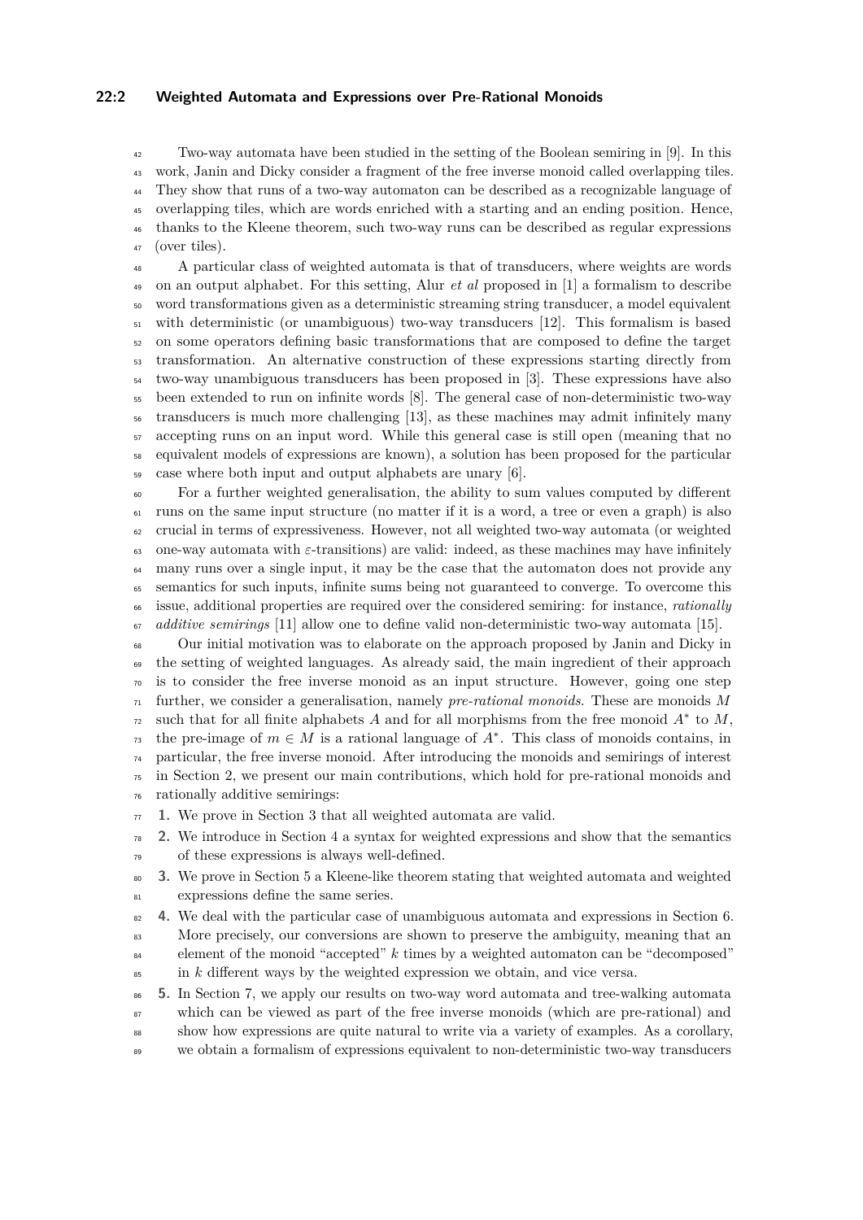Two-way automata have been studied in the setting of the Boolean semiring in [9]. In this work, Janin and Dicky consider a fragment of the free inverse monoid called overlapping tiles. They show that runs of a two-way automaton can be described as a recognizable language of overlapping tiles, which are words enriched with a starting and an ending position. Hence, thanks to the Kleene theorem, such two-way runs can be described as regular expressions (over tiles).

A particular class of weighted automata is that of transducers, where weights are words on an output alphabet. For this setting, Alur *et al* proposed in [1] a formalism to describe word transformations given as a deterministic streaming string transducer, a model equivalent with deterministic (or unambiguous) two-way transducers [12]. This formalism is based on some operators defining basic transformations that are composed to define the target transformation. An alternative construction of these expressions starting directly from two-way unambiguous transducers has been proposed in [3]. These expressions have also been extended to run on infinite words [8]. The general case of non-deterministic two-way transducers is much more challenging [13], as these machines may admit infinitely many accepting runs on an input word. While this general case is still open (meaning that no equivalent models of expressions are known), a solution has been proposed for the particular case where both input and output alphabets are unary [6].

For a further weighted generalisation, the ability to sum values computed by different runs on the same input structure (no matter if it is a word, a tree or even a graph) is also crucial in terms of expressiveness. However, not all weighted two-way automata (or weighted one-way automata with $\varepsilon$-transitions) are valid: indeed, as these machines may have infinitely many runs over a single input, it may be the case that the automaton does not provide any semantics for such inputs, infinite sums being not guaranteed to converge. To overcome this issue, additional properties are required over the considered semiring: for instance, *rationally additive semirings* [11] allow one to define valid non-deterministic two-way automata [15].

Our initial motivation was to elaborate on the approach proposed by Janin and Dicky in the setting of weighted languages. As already said, the main ingredient of their approach is to consider the free inverse monoid as an input structure. However, going one step further, we consider a generalisation, namely *pre-rational monoids*. These are monoids $M$ such that for all finite alphabets $A$ and for all morphisms from the free monoid $A^*$ to $M$, the pre-image of $m \in M$ is a rational language of $A^*$. This class of monoids contains, in particular, the free inverse monoid. After introducing the monoids and semirings of interest in Section 2, we present our main contributions, which hold for pre-rational monoids and rationally additive semirings:

1. We prove in Section 3 that all weighted automata are valid.
2. We introduce in Section 4 a syntax for weighted expressions and show that the semantics of these expressions is always well-defined.
3. We prove in Section 5 a Kleene-like theorem stating that weighted automata and weighted expressions define the same series.
4. We deal with the particular case of unambiguous automata and expressions in Section 6. More precisely, our conversions are shown to preserve the ambiguity, meaning that an element of the monoid "accepted" $k$ times by a weighted automaton can be "decomposed" in $k$ different ways by the weighted expression we obtain, and vice versa.
5. In Section 7, we apply our results on two-way word automata and tree-walking automata which can be viewed as part of the free inverse monoids (which are pre-rational) and show how expressions are quite natural to write via a variety of examples. As a corollary, we obtain a formalism of expressions equivalent to non-deterministic two-way transducers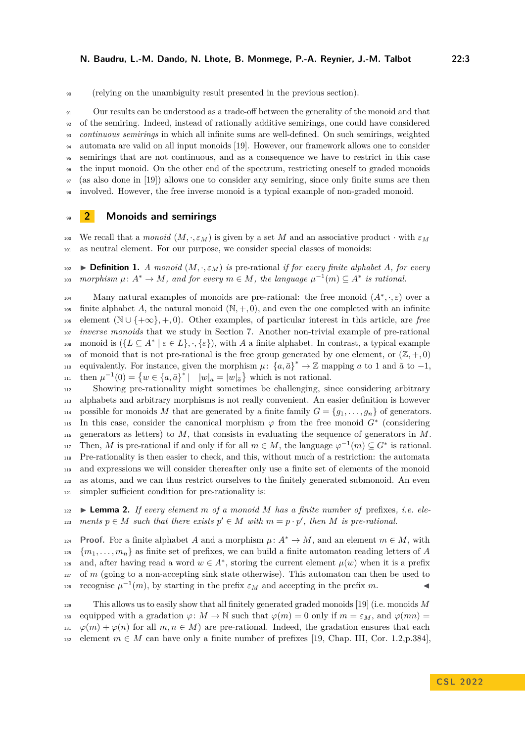(relying on the unambiguity result presented in the previous section).

Our results can be understood as a trade-off between the generality of the monoid and that of the semiring. Indeed, instead of rationally additive semirings, one could have considered *continuous semirings* in which all infinite sums are well-defined. On such semirings, weighted automata are valid on all input monoids [19]. However, our framework allows one to consider semirings that are not continuous, and as a consequence we have to restrict in this case the input monoid. On the other end of the spectrum, restricting oneself to graded monoids (as also done in [19]) allows one to consider any semiring, since only finite sums are then involved. However, the free inverse monoid is a typical example of non-graded monoid.

## 2 Monoids and semirings

We recall that a *monoid* $(M, \cdot, \varepsilon_M)$ is given by a set $M$ and an associative product $\cdot$ with $\varepsilon_M$ as neutral element. For our purpose, we consider special classes of monoids:

▶ **Definition 1.** *A monoid $(M, \cdot, \varepsilon_M)$ is* pre-rational *if for every finite alphabet $A$, for every morphism $\mu\colon A^* \to M$, and for every $m \in M$, the language $\mu^{-1}(m) \subseteq A^*$ is rational.*

Many natural examples of monoids are pre-rational: the free monoid $(A^*, \cdot, \varepsilon)$ over a finite alphabet $A$, the natural monoid $(\mathbb{N}, +, 0)$, and even the one completed with an infinite element $(\mathbb{N} \cup \{+\infty\}, +, 0)$. Other examples, of particular interest in this article, are *free inverse monoids* that we study in Section 7. Another non-trivial example of pre-rational monoid is $(\{L \subseteq A^* \mid \varepsilon \in L\}, \cdot, \{\varepsilon\})$, with $A$ a finite alphabet. In contrast, a typical example of monoid that is not pre-rational is the free group generated by one element, or $(\mathbb{Z}, +, 0)$ equivalently. For instance, given the morphism $\mu\colon \{a, \bar{a}\}^* \to \mathbb{Z}$ mapping $a$ to 1 and $\bar{a}$ to $-1$, then $\mu^{-1}(0) = \{w \in \{a, \bar{a}\}^* \mid \ |w|_a = |w|_{\bar{a}}\}$ which is not rational.

Showing pre-rationality might sometimes be challenging, since considering arbitrary alphabets and arbitrary morphisms is not really convenient. An easier definition is however possible for monoids $M$ that are generated by a finite family $G = \{g_1, \ldots, g_n\}$ of generators. In this case, consider the canonical morphism $\varphi$ from the free monoid $G^*$ (considering generators as letters) to $M$, that consists in evaluating the sequence of generators in $M$. Then, $M$ is pre-rational if and only if for all $m \in M$, the language $\varphi^{-1}(m) \subseteq G^*$ is rational. Pre-rationality is then easier to check, and this, without much of a restriction: the automata and expressions we will consider thereafter only use a finite set of elements of the monoid as atoms, and we can thus restrict ourselves to the finitely generated submonoid. An even simpler sufficient condition for pre-rationality is:

▶ **Lemma 2.** *If every element $m$ of a monoid $M$ has a finite number of* prefixes*, i.e. elements $p \in M$ such that there exists $p' \in M$ with $m = p \cdot p'$, then $M$ is pre-rational.*

**Proof.** For a finite alphabet $A$ and a morphism $\mu\colon A^* \to M$, and an element $m \in M$, with $\{m_1, \ldots, m_n\}$ as finite set of prefixes, we can build a finite automaton reading letters of $A$ and, after having read a word $w \in A^*$, storing the current element $\mu(w)$ when it is a prefix of $m$ (going to a non-accepting sink state otherwise). This automaton can then be used to recognise $\mu^{-1}(m)$, by starting in the prefix $\varepsilon_M$ and accepting in the prefix $m$. ◀

This allows us to easily show that all finitely generated graded monoids [19] (i.e. monoids $M$ equipped with a gradation $\varphi\colon M \to \mathbb{N}$ such that $\varphi(m) = 0$ only if $m = \varepsilon_M$, and $\varphi(mn) = \varphi(m) + \varphi(n)$ for all $m, n \in M$) are pre-rational. Indeed, the gradation ensures that each element $m \in M$ can have only a finite number of prefixes [19, Chap. III, Cor. 1.2,p.384],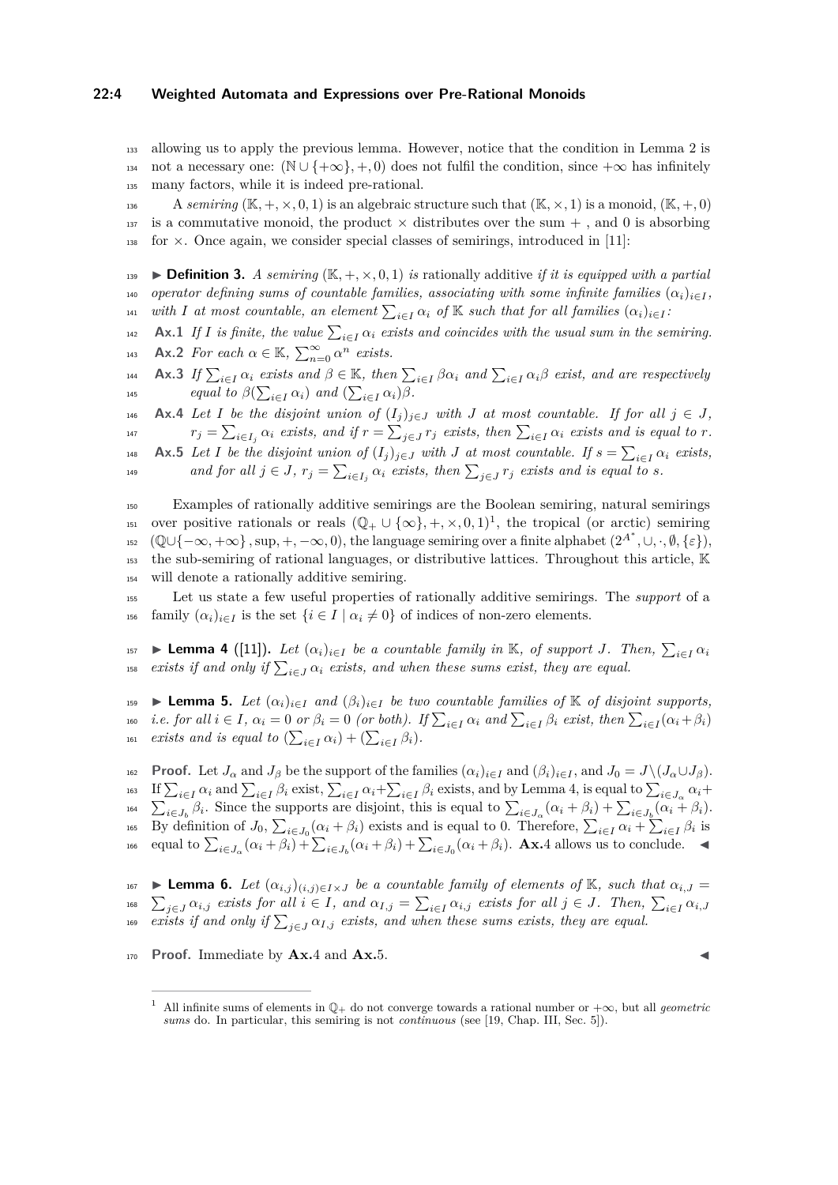allowing us to apply the previous lemma. However, notice that the condition in Lemma 2 is not a necessary one: $(\mathbb{N} \cup \{+\infty\}, +, 0)$ does not fulfil the condition, since $+\infty$ has infinitely many factors, while it is indeed pre-rational.

A *semiring* $(\mathbb{K}, +, \times, 0, 1)$ is an algebraic structure such that $(\mathbb{K}, \times, 1)$ is a monoid, $(\mathbb{K}, +, 0)$ is a commutative monoid, the product $\times$ distributes over the sum $+$ , and 0 is absorbing for $\times$. Once again, we consider special classes of semirings, introduced in [11]:

▶ **Definition 3.** *A semiring $(\mathbb{K}, +, \times, 0, 1)$ is* rationally additive *if it is equipped with a partial operator defining sums of countable families, associating with some infinite families $(\alpha_i)_{i\in I}$, with $I$ at most countable, an element $\sum_{i\in I} \alpha_i$ of $\mathbb{K}$ such that for all families $(\alpha_i)_{i\in I}$:*

**Ax.1** *If $I$ is finite, the value $\sum_{i\in I} \alpha_i$ exists and coincides with the usual sum in the semiring.*

**Ax.2** *For each $\alpha \in \mathbb{K}$, $\sum_{n=0}^{\infty} \alpha^n$ exists.*

**Ax.3** *If $\sum_{i\in I} \alpha_i$ exists and $\beta \in \mathbb{K}$, then $\sum_{i\in I} \beta\alpha_i$ and $\sum_{i\in I} \alpha_i\beta$ exist, and are respectively equal to $\beta(\sum_{i\in I} \alpha_i)$ and $(\sum_{i\in I} \alpha_i)\beta$.*

**Ax.4** *Let $I$ be the disjoint union of $(I_j)_{j\in J}$ with $J$ at most countable. If for all $j \in J$, $r_j = \sum_{i\in I_j} \alpha_i$ exists, and if $r = \sum_{j\in J} r_j$ exists, then $\sum_{i\in I} \alpha_i$ exists and is equal to $r$.*

**Ax.5** *Let $I$ be the disjoint union of $(I_j)_{j\in J}$ with $J$ at most countable. If $s = \sum_{i\in I} \alpha_i$ exists, and for all $j \in J$, $r_j = \sum_{i\in I_j} \alpha_i$ exists, then $\sum_{j\in J} r_j$ exists and is equal to $s$.*

Examples of rationally additive semirings are the Boolean semiring, natural semirings over positive rationals or reals $(\mathbb{Q}_+ \cup \{\infty\}, +, \times, 0, 1)$[1], the tropical (or arctic) semiring $(\mathbb{Q}\cup\{-\infty, +\infty\}, \sup, +, -\infty, 0)$, the language semiring over a finite alphabet $(2^{A^*}, \cup, \cdot, \emptyset, \{\varepsilon\})$, the sub-semiring of rational languages, or distributive lattices. Throughout this article, $\mathbb{K}$ will denote a rationally additive semiring.

Let us state a few useful properties of rationally additive semirings. The *support* of a family $(\alpha_i)_{i\in I}$ is the set $\{i \in I \mid \alpha_i \neq 0\}$ of indices of non-zero elements.

▶ **Lemma 4** ([11])**.** *Let $(\alpha_i)_{i\in I}$ be a countable family in $\mathbb{K}$, of support $J$. Then, $\sum_{i\in I} \alpha_i$ exists if and only if $\sum_{i\in J} \alpha_i$ exists, and when these sums exist, they are equal.*

▶ **Lemma 5.** *Let $(\alpha_i)_{i\in I}$ and $(\beta_i)_{i\in I}$ be two countable families of $\mathbb{K}$ of disjoint supports, i.e. for all $i \in I$, $\alpha_i = 0$ or $\beta_i = 0$ (or both). If $\sum_{i\in I} \alpha_i$ and $\sum_{i\in I} \beta_i$ exist, then $\sum_{i\in I}(\alpha_i+\beta_i)$ exists and is equal to $(\sum_{i\in I} \alpha_i) + (\sum_{i\in I} \beta_i)$.*

**Proof.** Let $J_\alpha$ and $J_\beta$ be the support of the families $(\alpha_i)_{i\in I}$ and $(\beta_i)_{i\in I}$, and $J_0 = J\setminus(J_\alpha\cup J_\beta)$. If $\sum_{i\in I} \alpha_i$ and $\sum_{i\in I} \beta_i$ exist, $\sum_{i\in I} \alpha_i+\sum_{i\in I} \beta_i$ exists, and by Lemma 4, is equal to $\sum_{i\in J_\alpha} \alpha_i+ \sum_{i\in J_b} \beta_i$. Since the supports are disjoint, this is equal to $\sum_{i\in J_\alpha}(\alpha_i + \beta_i) + \sum_{i\in J_b}(\alpha_i + \beta_i)$. By definition of $J_0$, $\sum_{i\in J_0}(\alpha_i + \beta_i)$ exists and is equal to 0. Therefore, $\sum_{i\in I} \alpha_i + \sum_{i\in I} \beta_i$ is equal to $\sum_{i\in J_\alpha}(\alpha_i + \beta_i)+\sum_{i\in J_b}(\alpha_i + \beta_i)+\sum_{i\in J_0}(\alpha_i + \beta_i)$. **Ax.**4 allows us to conclude. ◀

▶ **Lemma 6.** *Let $(\alpha_{i,j})_{(i,j)\in I\times J}$ be a countable family of elements of $\mathbb{K}$, such that $\alpha_{i,J} = \sum_{j\in J} \alpha_{i,j}$ exists for all $i \in I$, and $\alpha_{I,j} = \sum_{i\in I} \alpha_{i,j}$ exists for all $j \in J$. Then, $\sum_{i\in I} \alpha_{i,J}$ exists if and only if $\sum_{j\in J} \alpha_{I,j}$ exists, and when these sums exists, they are equal.*

**Proof.** Immediate by **Ax.**4 and **Ax.**5. ◀

---

[1] All infinite sums of elements in $\mathbb{Q}_+$ do not converge towards a rational number or $+\infty$, but all *geometric sums* do. In particular, this semiring is not *continuous* (see [19, Chap. III, Sec. 5]).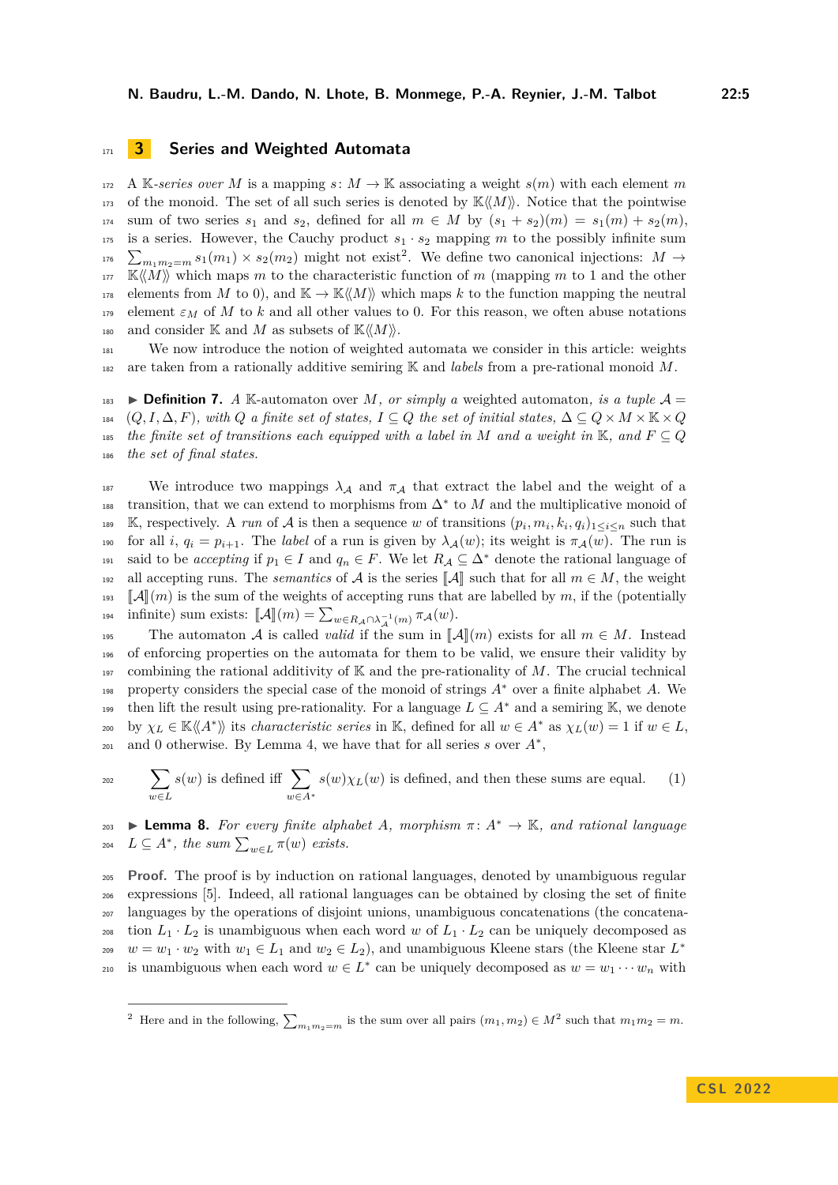## 3 Series and Weighted Automata

A $\mathbb{K}$-*series over* $M$ is a mapping $s\colon M \to \mathbb{K}$ associating a weight $s(m)$ with each element $m$ of the monoid. The set of all such series is denoted by $\mathbb{K}\langle\langle M\rangle\rangle$. Notice that the pointwise sum of two series $s_1$ and $s_2$, defined for all $m \in M$ by $(s_1 + s_2)(m) = s_1(m) + s_2(m)$, is a series. However, the Cauchy product $s_1 \cdot s_2$ mapping $m$ to the possibly infinite sum $\sum_{m_1 m_2 = m} s_1(m_1) \times s_2(m_2)$ might not exist[2]. We define two canonical injections: $M \to \mathbb{K}\langle\langle M\rangle\rangle$ which maps $m$ to the characteristic function of $m$ (mapping $m$ to 1 and the other elements from $M$ to 0), and $\mathbb{K} \to \mathbb{K}\langle\langle M\rangle\rangle$ which maps $k$ to the function mapping the neutral element $\varepsilon_M$ of $M$ to $k$ and all other values to 0. For this reason, we often abuse notations and consider $\mathbb{K}$ and $M$ as subsets of $\mathbb{K}\langle\langle M\rangle\rangle$.

We now introduce the notion of weighted automata we consider in this article: weights are taken from a rationally additive semiring $\mathbb{K}$ and *labels* from a pre-rational monoid $M$.

▶ **Definition 7.** *A* $\mathbb{K}$-automaton over $M$, *or simply a* weighted automaton, *is a tuple* $\mathcal{A} = (Q, I, \Delta, F)$, *with* $Q$ *a finite set of states,* $I \subseteq Q$ *the set of initial states,* $\Delta \subseteq Q \times M \times \mathbb{K} \times Q$ *the finite set of transitions each equipped with a label in* $M$ *and a weight in* $\mathbb{K}$, *and* $F \subseteq Q$ *the set of final states.*

We introduce two mappings $\lambda_{\mathcal{A}}$ and $\pi_{\mathcal{A}}$ that extract the label and the weight of a transition, that we can extend to morphisms from $\Delta^*$ to $M$ and the multiplicative monoid of $\mathbb{K}$, respectively. A *run* of $\mathcal{A}$ is then a sequence $w$ of transitions $(p_i, m_i, k_i, q_i)_{1\leq i\leq n}$ such that for all $i$, $q_i = p_{i+1}$. The *label* of a run is given by $\lambda_{\mathcal{A}}(w)$; its weight is $\pi_{\mathcal{A}}(w)$. The run is said to be *accepting* if $p_1 \in I$ and $q_n \in F$. We let $R_{\mathcal{A}} \subseteq \Delta^*$ denote the rational language of all accepting runs. The *semantics* of $\mathcal{A}$ is the series $[\![\mathcal{A}]\!]$ such that for all $m \in M$, the weight $[\![\mathcal{A}]\!](m)$ is the sum of the weights of accepting runs that are labelled by $m$, if the (potentially infinite) sum exists: $[\![\mathcal{A}]\!](m) = \sum_{w\in R_{\mathcal{A}}\cap\lambda_{\mathcal{A}}^{-1}(m)} \pi_{\mathcal{A}}(w)$.

The automaton $\mathcal{A}$ is called *valid* if the sum in $[\![\mathcal{A}]\!](m)$ exists for all $m \in M$. Instead of enforcing properties on the automata for them to be valid, we ensure their validity by combining the rational additivity of $\mathbb{K}$ and the pre-rationality of $M$. The crucial technical property considers the special case of the monoid of strings $A^*$ over a finite alphabet $A$. We then lift the result using pre-rationality. For a language $L \subseteq A^*$ and a semiring $\mathbb{K}$, we denote by $\chi_L \in \mathbb{K}\langle\langle A^*\rangle\rangle$ its *characteristic series* in $\mathbb{K}$, defined for all $w \in A^*$ as $\chi_L(w) = 1$ if $w \in L$, and 0 otherwise. By Lemma 4, we have that for all series $s$ over $A^*$,

$$\sum_{w\in L} s(w) \text{ is defined iff } \sum_{w\in A^*} s(w)\chi_L(w) \text{ is defined, and then these sums are equal.} \tag{1}$$

▶ **Lemma 8.** *For every finite alphabet* $A$, *morphism* $\pi\colon A^* \to \mathbb{K}$, *and rational language* $L \subseteq A^*$, *the sum* $\sum_{w\in L} \pi(w)$ *exists.*

**Proof.** The proof is by induction on rational languages, denoted by unambiguous regular expressions [5]. Indeed, all rational languages can be obtained by closing the set of finite languages by the operations of disjoint unions, unambiguous concatenations (the concatenation $L_1 \cdot L_2$ is unambiguous when each word $w$ of $L_1 \cdot L_2$ can be uniquely decomposed as $w = w_1 \cdot w_2$ with $w_1 \in L_1$ and $w_2 \in L_2$), and unambiguous Kleene stars (the Kleene star $L^*$ is unambiguous when each word $w \in L^*$ can be uniquely decomposed as $w = w_1 \cdots w_n$ with

[2] Here and in the following, $\sum_{m_1 m_2 = m}$ is the sum over all pairs $(m_1, m_2) \in M^2$ such that $m_1 m_2 = m$.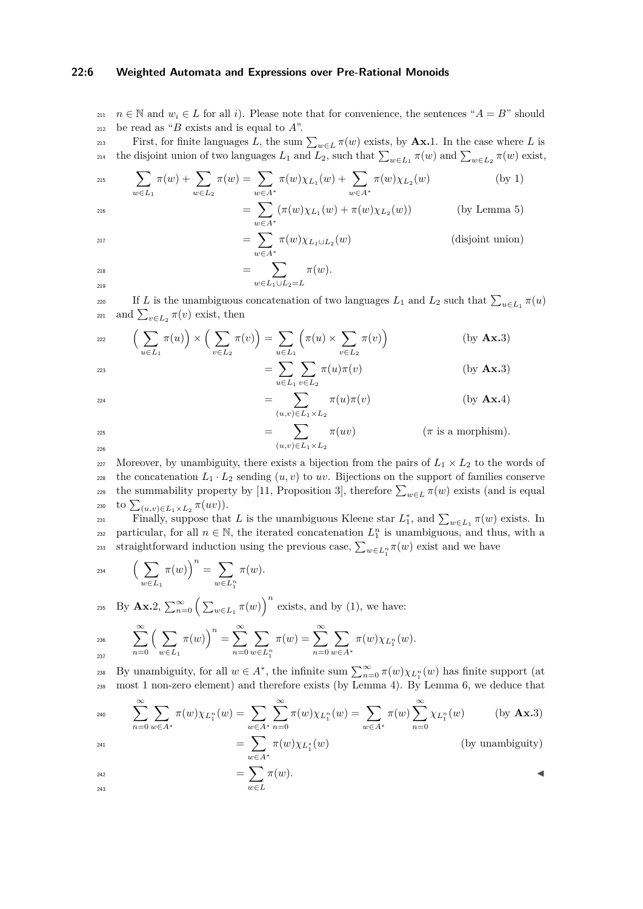$n \in \mathbb{N}$ and $w_i \in L$ for all $i$). Please note that for convenience, the sentences "$A = B$" should be read as "$B$ exists and is equal to $A$".

First, for finite languages $L$, the sum $\sum_{w\in L} \pi(w)$ exists, by **Ax.**1. In the case where $L$ is the disjoint union of two languages $L_1$ and $L_2$, such that $\sum_{w\in L_1} \pi(w)$ and $\sum_{w\in L_2} \pi(w)$ exist,

$$
\begin{aligned}
\sum_{w\in L_1} \pi(w) + \sum_{w\in L_2} \pi(w) &= \sum_{w\in A^*} \pi(w)\chi_{L_1}(w) + \sum_{w\in A^*} \pi(w)\chi_{L_2}(w) && \text{(by 1)}\\
&= \sum_{w\in A^*} (\pi(w)\chi_{L_1}(w) + \pi(w)\chi_{L_2}(w)) && \text{(by Lemma 5)}\\
&= \sum_{w\in A^*} \pi(w)\chi_{L_1\cup L_2}(w) && \text{(disjoint union)}\\
&= \sum_{w\in L_1\cup L_2 = L} \pi(w).
\end{aligned}
$$

If $L$ is the unambiguous concatenation of two languages $L_1$ and $L_2$ such that $\sum_{u\in L_1} \pi(u)$ and $\sum_{v\in L_2} \pi(v)$ exist, then

$$
\begin{aligned}
\Big(\sum_{u\in L_1} \pi(u)\Big) \times \Big(\sum_{v\in L_2} \pi(v)\Big) &= \sum_{u\in L_1} \Big(\pi(u) \times \sum_{v\in L_2} \pi(v)\Big) && \text{(by } \mathbf{Ax.}3)\\
&= \sum_{u\in L_1} \sum_{v\in L_2} \pi(u)\pi(v) && \text{(by } \mathbf{Ax.}3)\\
&= \sum_{(u,v)\in L_1\times L_2} \pi(u)\pi(v) && \text{(by } \mathbf{Ax.}4)\\
&= \sum_{(u,v)\in L_1\times L_2} \pi(uv) && (\pi \text{ is a morphism}).
\end{aligned}
$$

Moreover, by unambiguity, there exists a bijection from the pairs of $L_1 \times L_2$ to the words of the concatenation $L_1 \cdot L_2$ sending $(u, v)$ to $uv$. Bijections on the support of families conserve the summability property by [11, Proposition 3], therefore $\sum_{w\in L} \pi(w)$ exists (and is equal to $\sum_{(u,v)\in L_1\times L_2} \pi(uv)$).

Finally, suppose that $L$ is the unambiguous Kleene star $L_1^*$, and $\sum_{w\in L_1} \pi(w)$ exists. In particular, for all $n \in \mathbb{N}$, the iterated concatenation $L_1^n$ is unambiguous, and thus, with a straightforward induction using the previous case, $\sum_{w\in L_1^n} \pi(w)$ exist and we have

$$
\Big(\sum_{w\in L_1} \pi(w)\Big)^n = \sum_{w\in L_1^n} \pi(w).
$$

By **Ax.**2, $\sum_{n=0}^{\infty} \Big(\sum_{w\in L_1} \pi(w)\Big)^n$ exists, and by (1), we have:

$$
\sum_{n=0}^{\infty} \Big(\sum_{w\in L_1} \pi(w)\Big)^n = \sum_{n=0}^{\infty} \sum_{w\in L_1^n} \pi(w) = \sum_{n=0}^{\infty} \sum_{w\in A^*} \pi(w)\chi_{L_1^n}(w).
$$

By unambiguity, for all $w \in A^*$, the infinite sum $\sum_{n=0}^{\infty} \pi(w)\chi_{L_1^n}(w)$ has finite support (at most 1 non-zero element) and therefore exists (by Lemma 4). By Lemma 6, we deduce that

$$
\begin{aligned}
\sum_{n=0}^{\infty} \sum_{w\in A^*} \pi(w)\chi_{L_1^n}(w) = \sum_{w\in A^*} \sum_{n=0}^{\infty} \pi(w)\chi_{L_1^n}(w) &= \sum_{w\in A^*} \pi(w) \sum_{n=0}^{\infty} \chi_{L_1^n}(w) && \text{(by } \mathbf{Ax.}3)\\
&= \sum_{w\in A^*} \pi(w)\chi_{L_1^*}(w) && \text{(by unambiguity)}\\
&= \sum_{w\in L} \pi(w).
\end{aligned}
$$

◀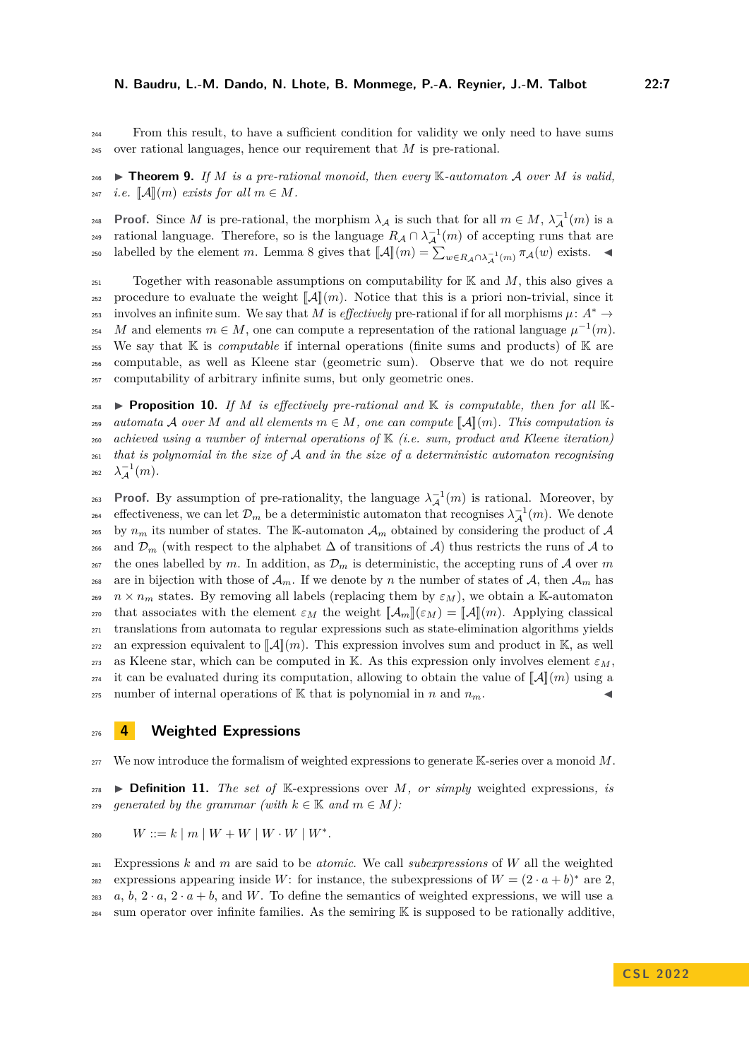From this result, to have a sufficient condition for validity we only need to have sums over rational languages, hence our requirement that $M$ is pre-rational.

▶ **Theorem 9.** *If $M$ is a pre-rational monoid, then every $\mathbb{K}$-automaton $\mathcal{A}$ over $M$ is valid, i.e. $[\![\mathcal{A}]\!](m)$ exists for all $m \in M$.*

**Proof.** Since $M$ is pre-rational, the morphism $\lambda_{\mathcal{A}}$ is such that for all $m \in M$, $\lambda_{\mathcal{A}}^{-1}(m)$ is a rational language. Therefore, so is the language $R_{\mathcal{A}} \cap \lambda_{\mathcal{A}}^{-1}(m)$ of accepting runs that are labelled by the element $m$. Lemma 8 gives that $[\![\mathcal{A}]\!](m) = \sum_{w \in R_{\mathcal{A}} \cap \lambda_{\mathcal{A}}^{-1}(m)} \pi_{\mathcal{A}}(w)$ exists. ◀

Together with reasonable assumptions on computability for $\mathbb{K}$ and $M$, this also gives a procedure to evaluate the weight $[\![\mathcal{A}]\!](m)$. Notice that this is a priori non-trivial, since it involves an infinite sum. We say that $M$ is *effectively* pre-rational if for all morphisms $\mu \colon A^* \to M$ and elements $m \in M$, one can compute a representation of the rational language $\mu^{-1}(m)$. We say that $\mathbb{K}$ is *computable* if internal operations (finite sums and products) of $\mathbb{K}$ are computable, as well as Kleene star (geometric sum). Observe that we do not require computability of arbitrary infinite sums, but only geometric ones.

▶ **Proposition 10.** *If $M$ is effectively pre-rational and $\mathbb{K}$ is computable, then for all $\mathbb{K}$-automata $\mathcal{A}$ over $M$ and all elements $m \in M$, one can compute $[\![\mathcal{A}]\!](m)$. This computation is achieved using a number of internal operations of $\mathbb{K}$ (i.e. sum, product and Kleene iteration) that is polynomial in the size of $\mathcal{A}$ and in the size of a deterministic automaton recognising $\lambda_{\mathcal{A}}^{-1}(m)$.*

**Proof.** By assumption of pre-rationality, the language $\lambda_{\mathcal{A}}^{-1}(m)$ is rational. Moreover, by effectiveness, we can let $\mathcal{D}_m$ be a deterministic automaton that recognises $\lambda_{\mathcal{A}}^{-1}(m)$. We denote by $n_m$ its number of states. The $\mathbb{K}$-automaton $\mathcal{A}_m$ obtained by considering the product of $\mathcal{A}$ and $\mathcal{D}_m$ (with respect to the alphabet $\Delta$ of transitions of $\mathcal{A}$) thus restricts the runs of $\mathcal{A}$ to the ones labelled by $m$. In addition, as $\mathcal{D}_m$ is deterministic, the accepting runs of $\mathcal{A}$ over $m$ are in bijection with those of $\mathcal{A}_m$. If we denote by $n$ the number of states of $\mathcal{A}$, then $\mathcal{A}_m$ has $n \times n_m$ states. By removing all labels (replacing them by $\varepsilon_M$), we obtain a $\mathbb{K}$-automaton that associates with the element $\varepsilon_M$ the weight $[\![\mathcal{A}_m]\!](\varepsilon_M) = [\![\mathcal{A}]\!](m)$. Applying classical translations from automata to regular expressions such as state-elimination algorithms yields an expression equivalent to $[\![\mathcal{A}]\!](m)$. This expression involves sum and product in $\mathbb{K}$, as well as Kleene star, which can be computed in $\mathbb{K}$. As this expression only involves element $\varepsilon_M$, it can be evaluated during its computation, allowing to obtain the value of $[\![\mathcal{A}]\!](m)$ using a number of internal operations of $\mathbb{K}$ that is polynomial in $n$ and $n_m$. ◀

## 4 Weighted Expressions

We now introduce the formalism of weighted expressions to generate $\mathbb{K}$-series over a monoid $M$.

▶ **Definition 11.** *The set of $\mathbb{K}$-expressions over $M$, or simply* weighted expressions*, is generated by the grammar (with $k \in \mathbb{K}$ and $m \in M$):*

$$W ::= k \mid m \mid W + W \mid W \cdot W \mid W^*.$$

Expressions $k$ and $m$ are said to be *atomic*. We call *subexpressions* of $W$ all the weighted expressions appearing inside $W$: for instance, the subexpressions of $W = (2 \cdot a + b)^*$ are $2$, $a$, $b$, $2 \cdot a$, $2 \cdot a + b$, and $W$. To define the semantics of weighted expressions, we will use a sum operator over infinite families. As the semiring $\mathbb{K}$ is supposed to be rationally additive,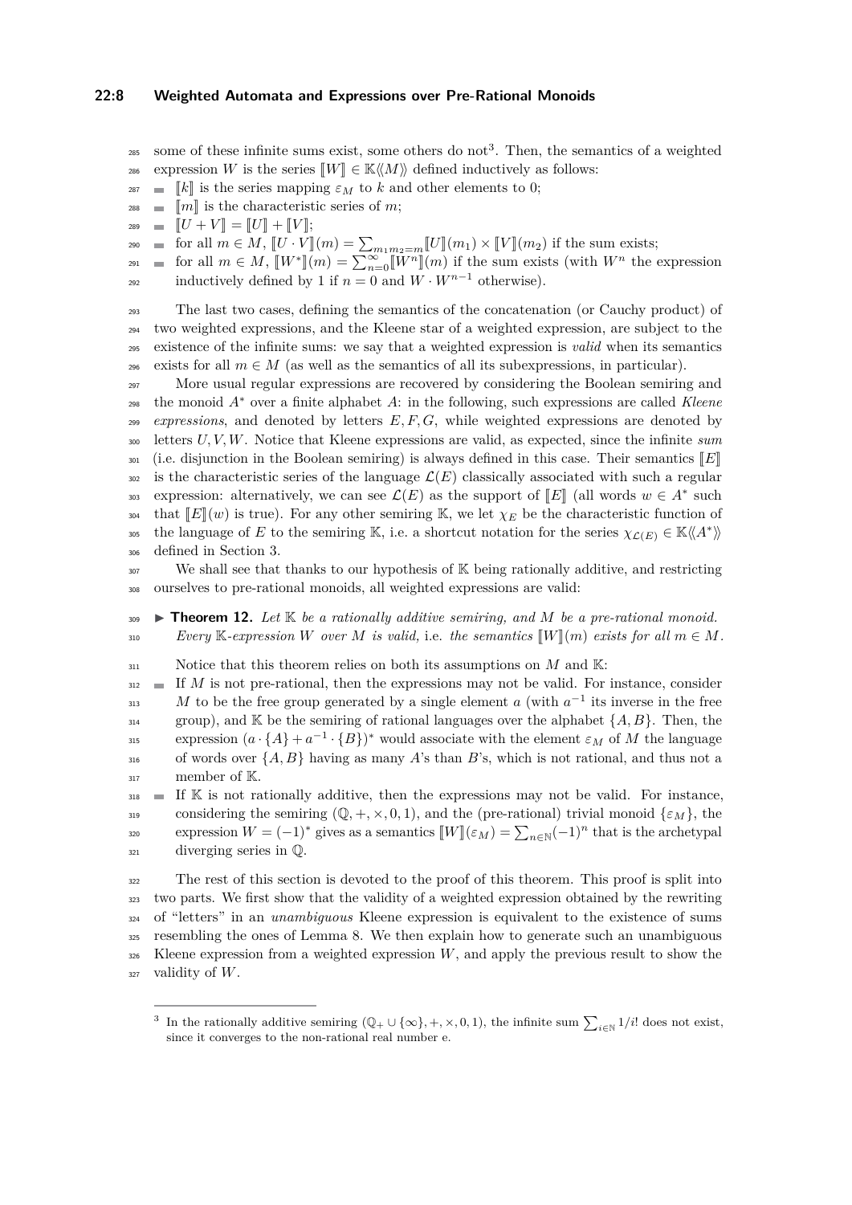some of these infinite sums exist, some others do not[3]. Then, the semantics of a weighted expression $W$ is the series $[\![W]\!] \in \mathbb{K}\langle\!\langle M \rangle\!\rangle$ defined inductively as follows:

- $[\![k]\!]$ is the series mapping $\varepsilon_M$ to $k$ and other elements to 0;
- $[\![m]\!]$ is the characteristic series of $m$;
- $[\![U+V]\!] = [\![U]\!] + [\![V]\!]$;
- for all $m \in M$, $[\![U \cdot V]\!](m) = \sum_{m_1 m_2 = m} [\![U]\!](m_1) \times [\![V]\!](m_2)$ if the sum exists;
- for all $m \in M$, $[\![W^*]\!](m) = \sum_{n=0}^{\infty} [\![W^n]\!](m)$ if the sum exists (with $W^n$ the expression inductively defined by 1 if $n = 0$ and $W \cdot W^{n-1}$ otherwise).

The last two cases, defining the semantics of the concatenation (or Cauchy product) of two weighted expressions, and the Kleene star of a weighted expression, are subject to the existence of the infinite sums: we say that a weighted expression is *valid* when its semantics exists for all $m \in M$ (as well as the semantics of all its subexpressions, in particular).

More usual regular expressions are recovered by considering the Boolean semiring and the monoid $A^*$ over a finite alphabet $A$: in the following, such expressions are called *Kleene expressions*, and denoted by letters $E, F, G$, while weighted expressions are denoted by letters $U, V, W$. Notice that Kleene expressions are valid, as expected, since the infinite *sum* (i.e. disjunction in the Boolean semiring) is always defined in this case. Their semantics $[\![E]\!]$ is the characteristic series of the language $\mathcal{L}(E)$ classically associated with such a regular expression: alternatively, we can see $\mathcal{L}(E)$ as the support of $[\![E]\!]$ (all words $w \in A^*$ such that $[\![E]\!](w)$ is true). For any other semiring $\mathbb{K}$, we let $\chi_E$ be the characteristic function of the language of $E$ to the semiring $\mathbb{K}$, i.e. a shortcut notation for the series $\chi_{\mathcal{L}(E)} \in \mathbb{K}\langle\!\langle A^* \rangle\!\rangle$ defined in Section 3.

We shall see that thanks to our hypothesis of $\mathbb{K}$ being rationally additive, and restricting ourselves to pre-rational monoids, all weighted expressions are valid:

▶ **Theorem 12.** *Let $\mathbb{K}$ be a rationally additive semiring, and $M$ be a pre-rational monoid. Every $\mathbb{K}$-expression $W$ over $M$ is valid,* i.e. *the semantics $[\![W]\!](m)$ exists for all $m \in M$.*

Notice that this theorem relies on both its assumptions on $M$ and $\mathbb{K}$:

- If $M$ is not pre-rational, then the expressions may not be valid. For instance, consider $M$ to be the free group generated by a single element $a$ (with $a^{-1}$ its inverse in the free group), and $\mathbb{K}$ be the semiring of rational languages over the alphabet $\{A, B\}$. Then, the expression $(a \cdot \{A\} + a^{-1} \cdot \{B\})^*$ would associate with the element $\varepsilon_M$ of $M$ the language of words over $\{A, B\}$ having as many $A$'s than $B$'s, which is not rational, and thus not a member of $\mathbb{K}$.
- If $\mathbb{K}$ is not rationally additive, then the expressions may not be valid. For instance, considering the semiring $(\mathbb{Q}, +, \times, 0, 1)$, and the (pre-rational) trivial monoid $\{\varepsilon_M\}$, the expression $W = (-1)^*$ gives as a semantics $[\![W]\!](\varepsilon_M) = \sum_{n\in\mathbb{N}} (-1)^n$ that is the archetypal diverging series in $\mathbb{Q}$.

The rest of this section is devoted to the proof of this theorem. This proof is split into two parts. We first show that the validity of a weighted expression obtained by the rewriting of "letters" in an *unambiguous* Kleene expression is equivalent to the existence of sums resembling the ones of Lemma 8. We then explain how to generate such an unambiguous Kleene expression from a weighted expression $W$, and apply the previous result to show the validity of $W$.

---

[3] In the rationally additive semiring $(\mathbb{Q}_+ \cup \{\infty\}, +, \times, 0, 1)$, the infinite sum $\sum_{i\in\mathbb{N}} 1/i!$ does not exist, since it converges to the non-rational real number e.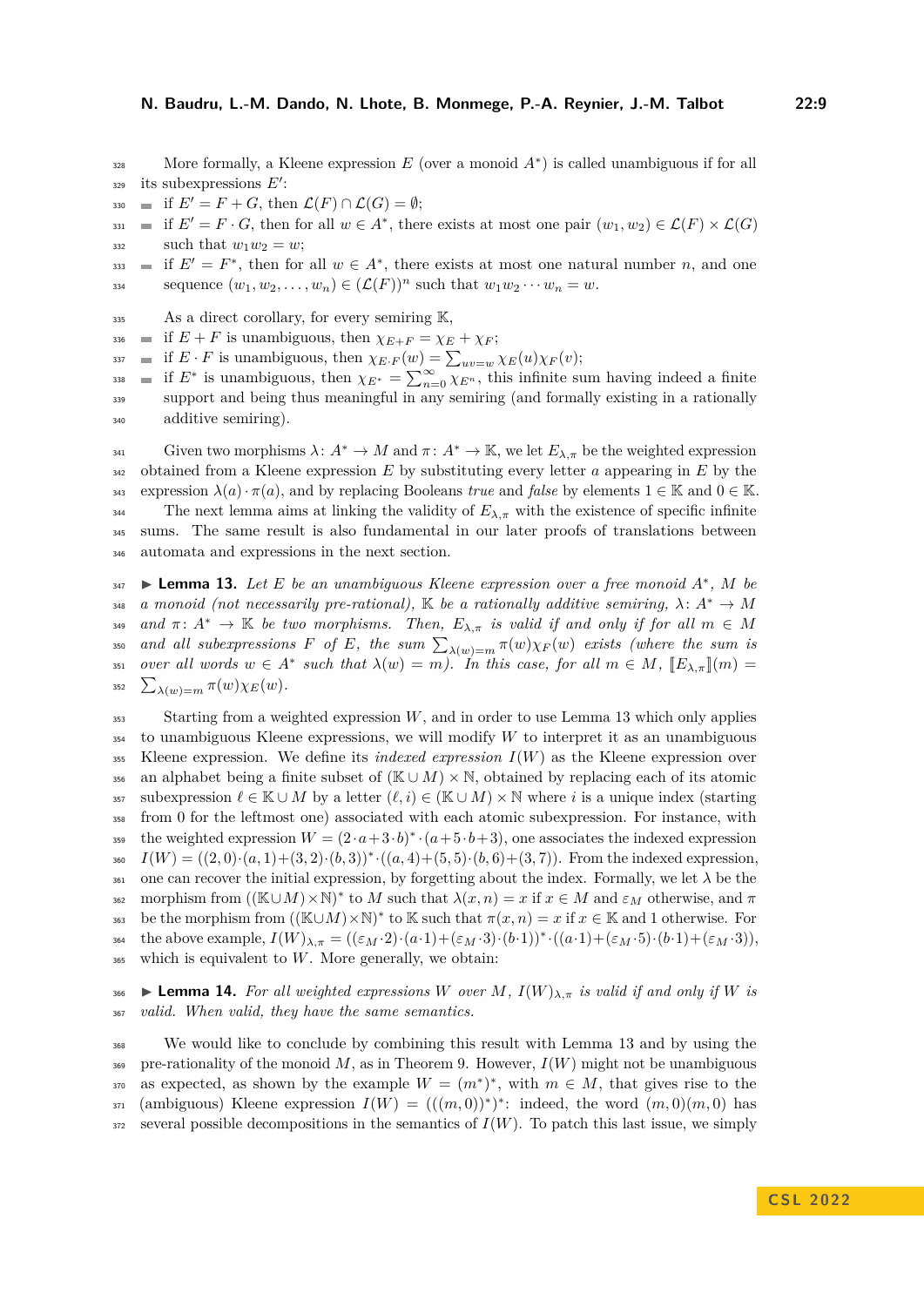More formally, a Kleene expression $E$ (over a monoid $A^*$) is called unambiguous if for all its subexpressions $E'$:

- if $E' = F + G$, then $\mathcal{L}(F) \cap \mathcal{L}(G) = \emptyset$;
- if $E' = F \cdot G$, then for all $w \in A^*$, there exists at most one pair $(w_1, w_2) \in \mathcal{L}(F) \times \mathcal{L}(G)$ such that $w_1 w_2 = w$;
- if $E' = F^*$, then for all $w \in A^*$, there exists at most one natural number $n$, and one sequence $(w_1, w_2, \dots, w_n) \in (\mathcal{L}(F))^n$ such that $w_1 w_2 \cdots w_n = w$.

As a direct corollary, for every semiring $\mathbb{K}$,

- if $E + F$ is unambiguous, then $\chi_{E+F} = \chi_E + \chi_F$;
- if $E \cdot F$ is unambiguous, then $\chi_{E \cdot F}(w) = \sum_{uv=w} \chi_E(u)\chi_F(v)$;
- if $E^*$ is unambiguous, then $\chi_{E^*} = \sum_{n=0}^{\infty} \chi_{E^n}$, this infinite sum having indeed a finite support and being thus meaningful in any semiring (and formally existing in a rationally additive semiring).

Given two morphisms $\lambda \colon A^* \to M$ and $\pi \colon A^* \to \mathbb{K}$, we let $E_{\lambda,\pi}$ be the weighted expression obtained from a Kleene expression $E$ by substituting every letter $a$ appearing in $E$ by the expression $\lambda(a) \cdot \pi(a)$, and by replacing Booleans *true* and *false* by elements $1 \in \mathbb{K}$ and $0 \in \mathbb{K}$.

The next lemma aims at linking the validity of $E_{\lambda,\pi}$ with the existence of specific infinite sums. The same result is also fundamental in our later proofs of translations between automata and expressions in the next section.

▶ **Lemma 13.** *Let $E$ be an unambiguous Kleene expression over a free monoid $A^*$, $M$ be a monoid (not necessarily pre-rational), $\mathbb{K}$ be a rationally additive semiring, $\lambda \colon A^* \to M$ and $\pi \colon A^* \to \mathbb{K}$ be two morphisms. Then, $E_{\lambda,\pi}$ is valid if and only if for all $m \in M$ and all subexpressions $F$ of $E$, the sum $\sum_{\lambda(w)=m} \pi(w)\chi_F(w)$ exists (where the sum is over all words $w \in A^*$ such that $\lambda(w) = m$). In this case, for all $m \in M$, $[\![E_{\lambda,\pi}]\!](m) = \sum_{\lambda(w)=m} \pi(w)\chi_E(w)$.*

Starting from a weighted expression $W$, and in order to use Lemma 13 which only applies to unambiguous Kleene expressions, we will modify $W$ to interpret it as an unambiguous Kleene expression. We define its *indexed expression* $I(W)$ as the Kleene expression over an alphabet being a finite subset of $(\mathbb{K} \cup M) \times \mathbb{N}$, obtained by replacing each of its atomic subexpression $\ell \in \mathbb{K} \cup M$ by a letter $(\ell, i) \in (\mathbb{K} \cup M) \times \mathbb{N}$ where $i$ is a unique index (starting from 0 for the leftmost one) associated with each atomic subexpression. For instance, with the weighted expression $W = (2 \cdot a + 3 \cdot b)^* \cdot (a + 5 \cdot b + 3)$, one associates the indexed expression $I(W) = ((2,0) \cdot (a,1) + (3,2) \cdot (b,3))^* \cdot ((a,4) + (5,5) \cdot (b,6) + (3,7))$. From the indexed expression, one can recover the initial expression, by forgetting about the index. Formally, we let $\lambda$ be the morphism from $((\mathbb{K} \cup M) \times \mathbb{N})^*$ to $M$ such that $\lambda(x,n) = x$ if $x \in M$ and $\varepsilon_M$ otherwise, and $\pi$ be the morphism from $((\mathbb{K} \cup M) \times \mathbb{N})^*$ to $\mathbb{K}$ such that $\pi(x,n) = x$ if $x \in \mathbb{K}$ and 1 otherwise. For the above example, $I(W)_{\lambda,\pi} = ((\varepsilon_M \cdot 2) \cdot (a \cdot 1) + (\varepsilon_M \cdot 3) \cdot (b \cdot 1))^* \cdot ((a \cdot 1) + (\varepsilon_M \cdot 5) \cdot (b \cdot 1) + (\varepsilon_M \cdot 3))$, which is equivalent to $W$. More generally, we obtain:

▶ **Lemma 14.** *For all weighted expressions $W$ over $M$, $I(W)_{\lambda,\pi}$ is valid if and only if $W$ is valid. When valid, they have the same semantics.*

We would like to conclude by combining this result with Lemma 13 and by using the pre-rationality of the monoid $M$, as in Theorem 9. However, $I(W)$ might not be unambiguous as expected, as shown by the example $W = (m^*)^*$, with $m \in M$, that gives rise to the (ambiguous) Kleene expression $I(W) = (((m,0))^*)^*$: indeed, the word $(m,0)(m,0)$ has several possible decompositions in the semantics of $I(W)$. To patch this last issue, we simply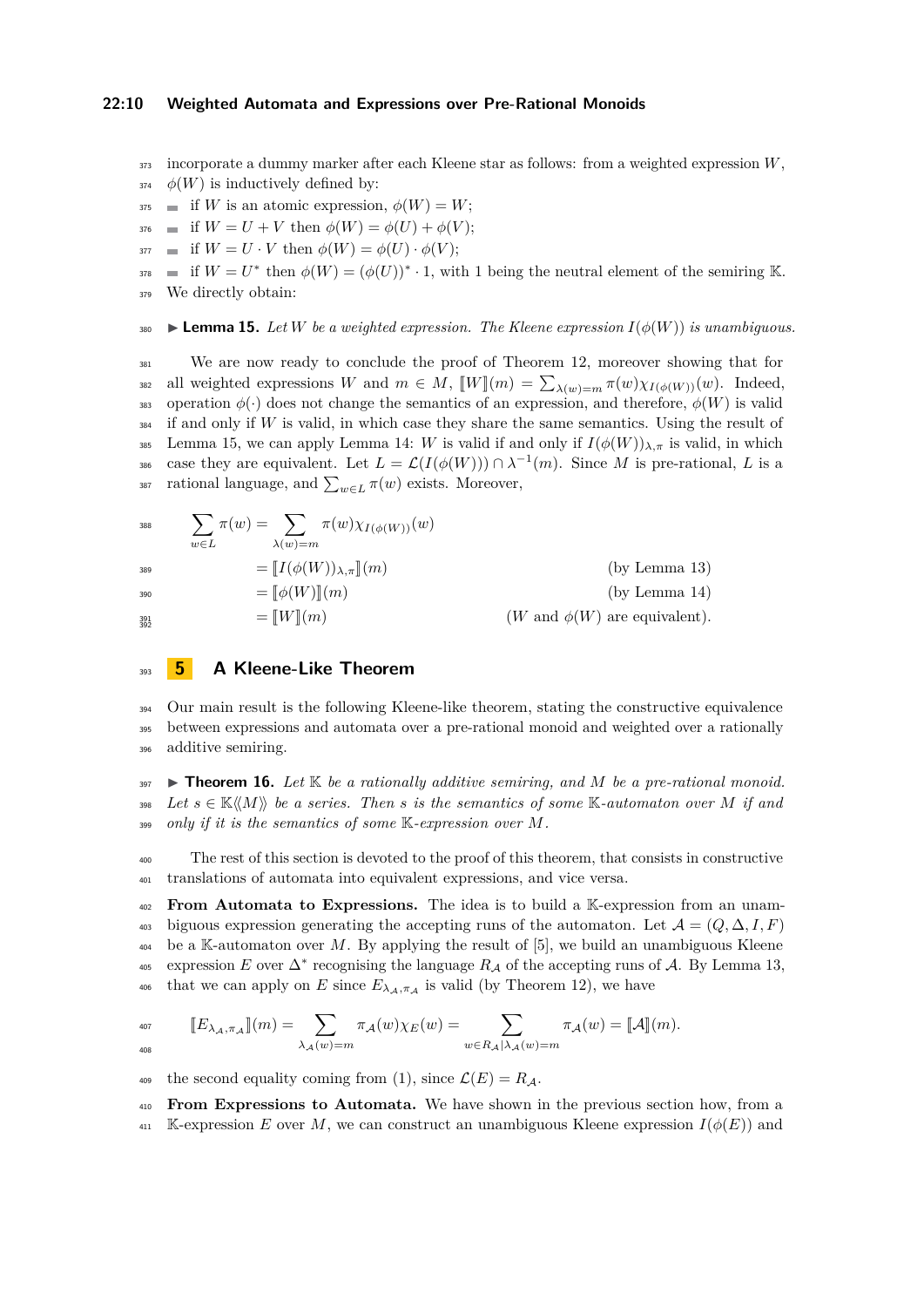incorporate a dummy marker after each Kleene star as follows: from a weighted expression $W$, $\phi(W)$ is inductively defined by:

- if $W$ is an atomic expression, $\phi(W) = W$;
- if $W = U + V$ then $\phi(W) = \phi(U) + \phi(V)$;
- if $W = U \cdot V$ then $\phi(W) = \phi(U) \cdot \phi(V)$;
- if $W = U^*$ then $\phi(W) = (\phi(U))^* \cdot 1$, with 1 being the neutral element of the semiring $\mathbb{K}$.

We directly obtain:

▶ **Lemma 15.** *Let $W$ be a weighted expression. The Kleene expression $I(\phi(W))$ is unambiguous.*

We are now ready to conclude the proof of Theorem 12, moreover showing that for all weighted expressions $W$ and $m \in M$, $[\![W]\!](m) = \sum_{\lambda(w)=m} \pi(w)\chi_{I(\phi(W))}(w)$. Indeed, operation $\phi(\cdot)$ does not change the semantics of an expression, and therefore, $\phi(W)$ is valid if and only if $W$ is valid, in which case they share the same semantics. Using the result of Lemma 15, we can apply Lemma 14: $W$ is valid if and only if $I(\phi(W))_{\lambda,\pi}$ is valid, in which case they are equivalent. Let $L = \mathcal{L}(I(\phi(W))) \cap \lambda^{-1}(m)$. Since $M$ is pre-rational, $L$ is a rational language, and $\sum_{w \in L} \pi(w)$ exists. Moreover,

$$
\begin{aligned}
\sum_{w \in L} \pi(w) &= \sum_{\lambda(w)=m} \pi(w)\chi_{I(\phi(W))}(w) \\
&= [\![I(\phi(W))_{\lambda,\pi}]\!](m) && \text{(by Lemma 13)} \\
&= [\![\phi(W)]\!](m) && \text{(by Lemma 14)} \\
&= [\![W]\!](m) && \text{($W$ and $\phi(W)$ are equivalent).}
\end{aligned}
$$

## 5 A Kleene-Like Theorem

Our main result is the following Kleene-like theorem, stating the constructive equivalence between expressions and automata over a pre-rational monoid and weighted over a rationally additive semiring.

▶ **Theorem 16.** *Let $\mathbb{K}$ be a rationally additive semiring, and $M$ be a pre-rational monoid. Let $s \in \mathbb{K}\langle\langle M \rangle\rangle$ be a series. Then $s$ is the semantics of some $\mathbb{K}$-automaton over $M$ if and only if it is the semantics of some $\mathbb{K}$-expression over $M$.*

The rest of this section is devoted to the proof of this theorem, that consists in constructive translations of automata into equivalent expressions, and vice versa.

**From Automata to Expressions.** The idea is to build a $\mathbb{K}$-expression from an unambiguous expression generating the accepting runs of the automaton. Let $\mathcal{A} = (Q, \Delta, I, F)$ be a $\mathbb{K}$-automaton over $M$. By applying the result of [5], we build an unambiguous Kleene expression $E$ over $\Delta^*$ recognising the language $R_\mathcal{A}$ of the accepting runs of $\mathcal{A}$. By Lemma 13, that we can apply on $E$ since $E_{\lambda_\mathcal{A},\pi_\mathcal{A}}$ is valid (by Theorem 12), we have

$$
[\![E_{\lambda_\mathcal{A},\pi_\mathcal{A}}]\!](m) = \sum_{\lambda_\mathcal{A}(w)=m} \pi_\mathcal{A}(w)\chi_E(w) = \sum_{w \in R_\mathcal{A} | \lambda_\mathcal{A}(w)=m} \pi_\mathcal{A}(w) = [\![\mathcal{A}]\!](m).
$$

the second equality coming from (1), since $\mathcal{L}(E) = R_\mathcal{A}$.

**From Expressions to Automata.** We have shown in the previous section how, from a $\mathbb{K}$-expression $E$ over $M$, we can construct an unambiguous Kleene expression $I(\phi(E))$ and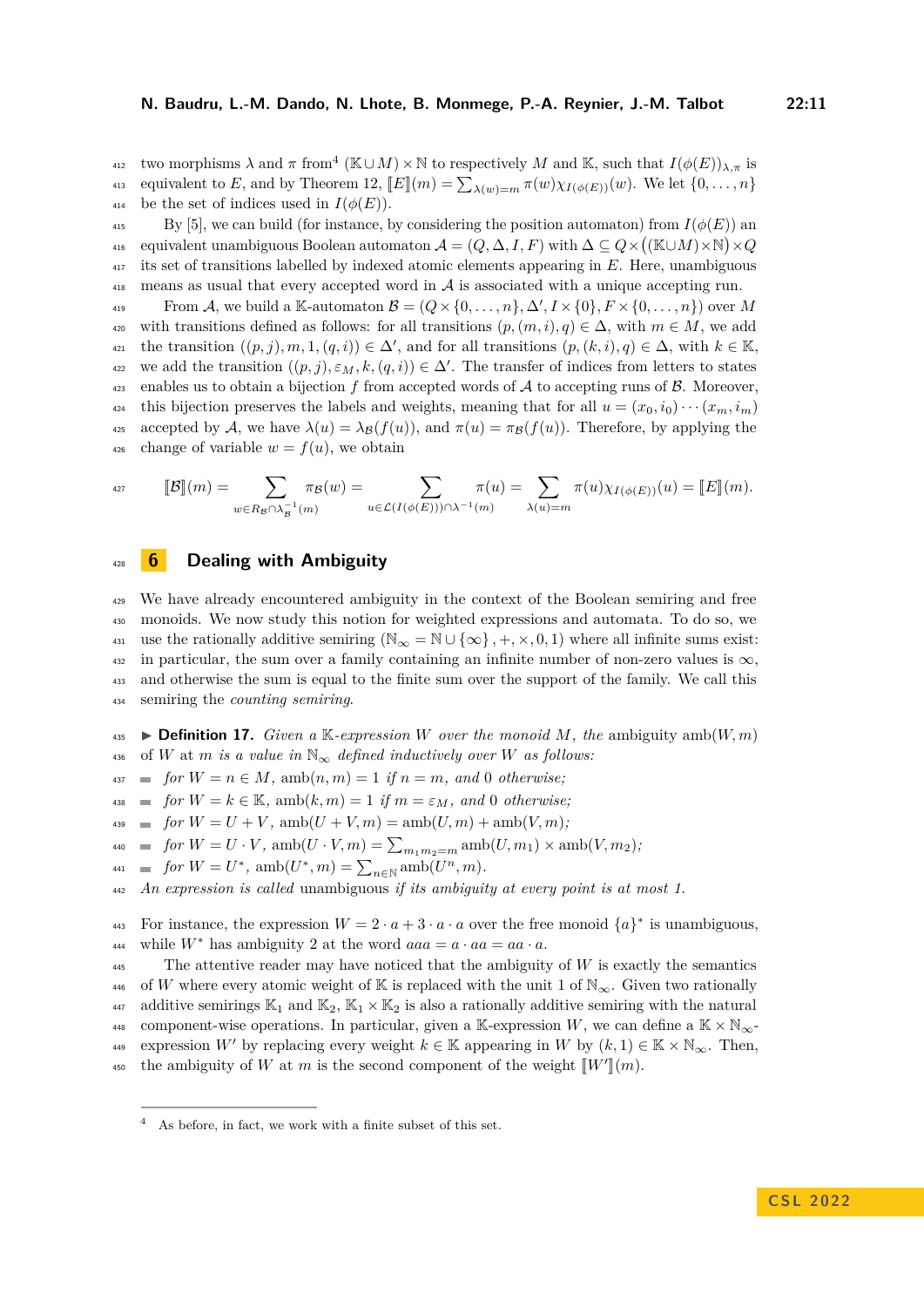two morphisms $\lambda$ and $\pi$ from[4] $(\mathbb{K} \cup M) \times \mathbb{N}$ to respectively $M$ and $\mathbb{K}$, such that $I(\phi(E))_{\lambda,\pi}$ is equivalent to $E$, and by Theorem 12, $[\![E]\!](m) = \sum_{\lambda(w)=m} \pi(w)\chi_{I(\phi(E))}(w)$. We let $\{0,\dots,n\}$ be the set of indices used in $I(\phi(E))$.

By [5], we can build (for instance, by considering the position automaton) from $I(\phi(E))$ an equivalent unambiguous Boolean automaton $\mathcal{A} = (Q, \Delta, I, F)$ with $\Delta \subseteq Q \times \big((\mathbb{K} \cup M) \times \mathbb{N}\big) \times Q$ its set of transitions labelled by indexed atomic elements appearing in $E$. Here, unambiguous means as usual that every accepted word in $\mathcal{A}$ is associated with a unique accepting run.

From $\mathcal{A}$, we build a $\mathbb{K}$-automaton $\mathcal{B} = (Q \times \{0,\dots,n\}, \Delta', I \times \{0\}, F \times \{0,\dots,n\})$ over $M$ with transitions defined as follows: for all transitions $(p, (m, i), q) \in \Delta$, with $m \in M$, we add the transition $((p, j), m, 1, (q, i)) \in \Delta'$, and for all transitions $(p, (k, i), q) \in \Delta$, with $k \in \mathbb{K}$, we add the transition $((p, j), \varepsilon_M, k, (q, i)) \in \Delta'$. The transfer of indices from letters to states enables us to obtain a bijection $f$ from accepted words of $\mathcal{A}$ to accepting runs of $\mathcal{B}$. Moreover, this bijection preserves the labels and weights, meaning that for all $u = (x_0, i_0) \cdots (x_m, i_m)$ accepted by $\mathcal{A}$, we have $\lambda(u) = \lambda_{\mathcal{B}}(f(u))$, and $\pi(u) = \pi_{\mathcal{B}}(f(u))$. Therefore, by applying the change of variable $w = f(u)$, we obtain

$$[\![\mathcal{B}]\!](m) = \sum_{w \in R_{\mathcal{B}} \cap \lambda_{\mathcal{B}}^{-1}(m)} \pi_{\mathcal{B}}(w) = \sum_{u \in \mathcal{L}(I(\phi(E))) \cap \lambda^{-1}(m)} \pi(u) = \sum_{\lambda(u)=m} \pi(u)\chi_{I(\phi(E))}(u) = [\![E]\!](m).$$

## 6 Dealing with Ambiguity

We have already encountered ambiguity in the context of the Boolean semiring and free monoids. We now study this notion for weighted expressions and automata. To do so, we use the rationally additive semiring $(\mathbb{N}_\infty = \mathbb{N} \cup \{\infty\}, +, \times, 0, 1)$ where all infinite sums exist: in particular, the sum over a family containing an infinite number of non-zero values is $\infty$, and otherwise the sum is equal to the finite sum over the support of the family. We call this semiring the *counting semiring*.

**Definition 17.** *Given a $\mathbb{K}$-expression $W$ over the monoid $M$, the* ambiguity $\mathrm{amb}(W, m)$ *of $W$* at *$m$ is a value in $\mathbb{N}_\infty$ defined inductively over $W$ as follows:*

- *for $W = n \in M$, $\mathrm{amb}(n, m) = 1$ if $n = m$, and $0$ otherwise;*
- *for $W = k \in \mathbb{K}$, $\mathrm{amb}(k, m) = 1$ if $m = \varepsilon_M$, and $0$ otherwise;*
- *for $W = U + V$, $\mathrm{amb}(U + V, m) = \mathrm{amb}(U, m) + \mathrm{amb}(V, m)$;*
- *for $W = U \cdot V$, $\mathrm{amb}(U \cdot V, m) = \sum_{m_1 m_2 = m} \mathrm{amb}(U, m_1) \times \mathrm{amb}(V, m_2)$;*
- *for $W = U^*$, $\mathrm{amb}(U^*, m) = \sum_{n \in \mathbb{N}} \mathrm{amb}(U^n, m)$.*

*An expression is called* unambiguous *if its ambiguity at every point is at most 1.*

For instance, the expression $W = 2 \cdot a + 3 \cdot a \cdot a$ over the free monoid $\{a\}^*$ is unambiguous, while $W^*$ has ambiguity 2 at the word $aaa = a \cdot aa = aa \cdot a$.

The attentive reader may have noticed that the ambiguity of $W$ is exactly the semantics of $W$ where every atomic weight of $\mathbb{K}$ is replaced with the unit 1 of $\mathbb{N}_\infty$. Given two rationally additive semirings $\mathbb{K}_1$ and $\mathbb{K}_2$, $\mathbb{K}_1 \times \mathbb{K}_2$ is also a rationally additive semiring with the natural component-wise operations. In particular, given a $\mathbb{K}$-expression $W$, we can define a $\mathbb{K} \times \mathbb{N}_\infty$-expression $W'$ by replacing every weight $k \in \mathbb{K}$ appearing in $W$ by $(k, 1) \in \mathbb{K} \times \mathbb{N}_\infty$. Then, the ambiguity of $W$ at $m$ is the second component of the weight $[\![W']\!](m)$.

[4] As before, in fact, we work with a finite subset of this set.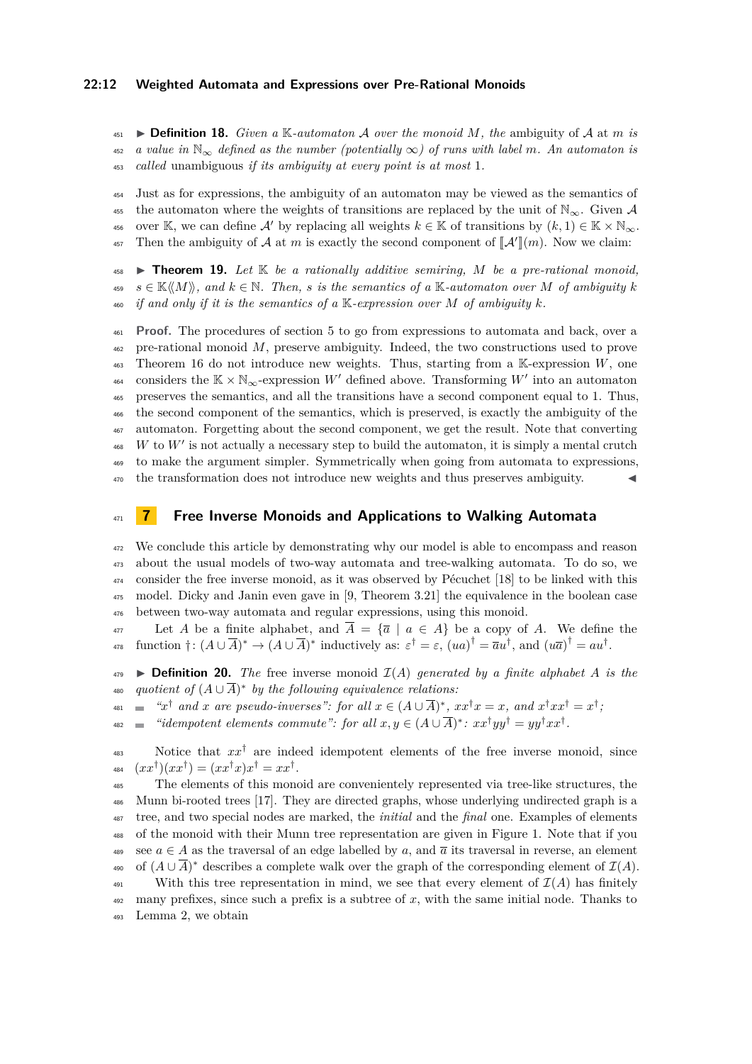▶ **Definition 18.** *Given a* $\mathbb{K}$*-automaton* $\mathcal{A}$ *over the monoid* $M$*, the* ambiguity of $\mathcal{A}$ at $m$ *is a value in* $\mathbb{N}_\infty$ *defined as the number (potentially* $\infty$*) of runs with label* $m$*. An automaton is called* unambiguous *if its ambiguity at every point is at most* 1*.*

Just as for expressions, the ambiguity of an automaton may be viewed as the semantics of the automaton where the weights of transitions are replaced by the unit of $\mathbb{N}_\infty$. Given $\mathcal{A}$ over $\mathbb{K}$, we can define $\mathcal{A}'$ by replacing all weights $k \in \mathbb{K}$ of transitions by $(k, 1) \in \mathbb{K} \times \mathbb{N}_\infty$. Then the ambiguity of $\mathcal{A}$ at $m$ is exactly the second component of $[\![\mathcal{A}']\!](m)$. Now we claim:

▶ **Theorem 19.** *Let* $\mathbb{K}$ *be a rationally additive semiring,* $M$ *be a pre-rational monoid,* $s \in \mathbb{K}\langle\!\langle M \rangle\!\rangle$*, and* $k \in \mathbb{N}$*. Then,* $s$ *is the semantics of a* $\mathbb{K}$*-automaton over* $M$ *of ambiguity* $k$ *if and only if it is the semantics of a* $\mathbb{K}$*-expression over* $M$ *of ambiguity* $k$*.*

**Proof.** The procedures of section 5 to go from expressions to automata and back, over a pre-rational monoid $M$, preserve ambiguity. Indeed, the two constructions used to prove Theorem 16 do not introduce new weights. Thus, starting from a $\mathbb{K}$-expression $W$, one considers the $\mathbb{K} \times \mathbb{N}_\infty$-expression $W'$ defined above. Transforming $W'$ into an automaton preserves the semantics, and all the transitions have a second component equal to 1. Thus, the second component of the semantics, which is preserved, is exactly the ambiguity of the automaton. Forgetting about the second component, we get the result. Note that converting $W$ to $W'$ is not actually a necessary step to build the automaton, it is simply a mental crutch to make the argument simpler. Symmetrically when going from automata to expressions, the transformation does not introduce new weights and thus preserves ambiguity. ◀

## 7 Free Inverse Monoids and Applications to Walking Automata

We conclude this article by demonstrating why our model is able to encompass and reason about the usual models of two-way automata and tree-walking automata. To do so, we consider the free inverse monoid, as it was observed by Pécuchet [18] to be linked with this model. Dicky and Janin even gave in [9, Theorem 3.21] the equivalence in the boolean case between two-way automata and regular expressions, using this monoid.

Let $A$ be a finite alphabet, and $\overline{A} = \{\overline{a} \mid a \in A\}$ be a copy of $A$. We define the function $\dagger \colon (A \cup \overline{A})^* \to (A \cup \overline{A})^*$ inductively as: $\varepsilon^\dagger = \varepsilon$, $(ua)^\dagger = \overline{a}u^\dagger$, and $(u\overline{a})^\dagger = au^\dagger$.

▶ **Definition 20.** *The* free inverse monoid $\mathcal{I}(A)$ *generated by a finite alphabet* $A$ *is the quotient of* $(A \cup \overline{A})^*$ *by the following equivalence relations:*

- *"*$x^\dagger$ *and* $x$ *are pseudo-inverses": for all* $x \in (A \cup \overline{A})^*$*,* $xx^\dagger x = x$*, and* $x^\dagger x x^\dagger = x^\dagger$*;*
- *"idempotent elements commute": for all* $x, y \in (A \cup \overline{A})^*$*:* $xx^\dagger yy^\dagger = yy^\dagger xx^\dagger$*.*

Notice that $xx^\dagger$ are indeed idempotent elements of the free inverse monoid, since $(xx^\dagger)(xx^\dagger) = (xx^\dagger x)x^\dagger = xx^\dagger$.

The elements of this monoid are conveniently represented via tree-like structures, the Munn bi-rooted trees [17]. They are directed graphs, whose underlying undirected graph is a tree, and two special nodes are marked, the *initial* and the *final* one. Examples of elements of the monoid with their Munn tree representation are given in Figure 1. Note that if you see $a \in A$ as the traversal of an edge labelled by $a$, and $\overline{a}$ its traversal in reverse, an element of $(A \cup \overline{A})^*$ describes a complete walk over the graph of the corresponding element of $\mathcal{I}(A)$.

With this tree representation in mind, we see that every element of $\mathcal{I}(A)$ has finitely many prefixes, since such a prefix is a subtree of $x$, with the same initial node. Thanks to Lemma 2, we obtain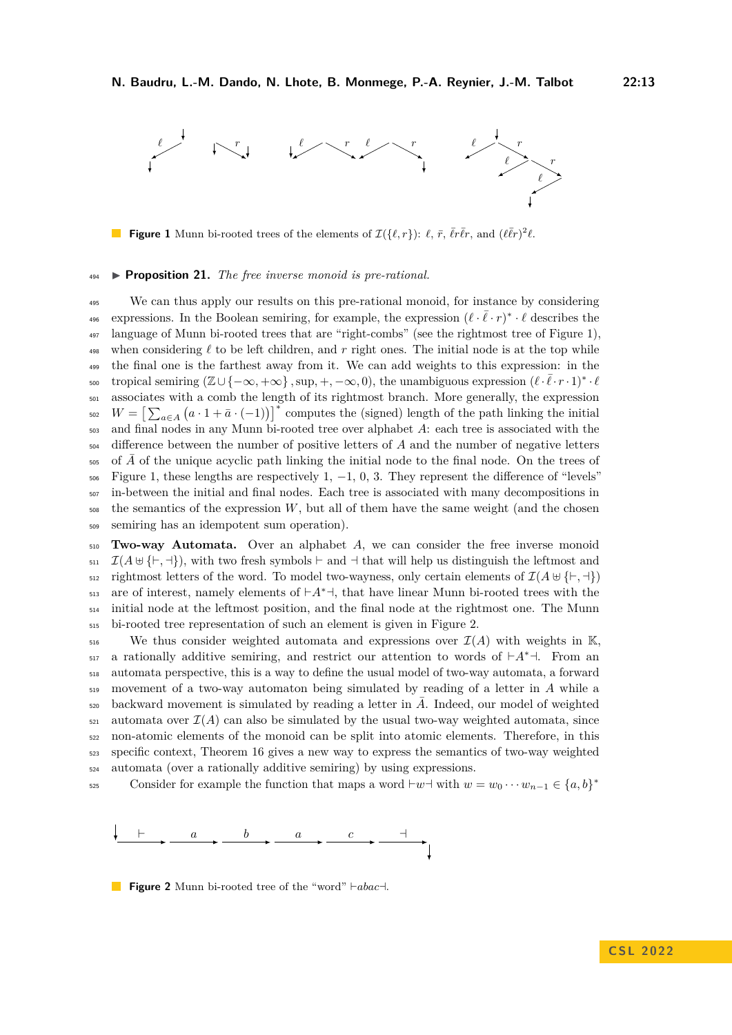**Figure 1** Munn bi-rooted trees of the elements of $\mathcal{I}(\{\ell, r\})$: $\ell$, $\bar{r}$, $\bar{\ell}r\bar{\ell}r$, and $(\ell\bar{\ell}r)^2\ell$.

▶ **Proposition 21.** *The free inverse monoid is pre-rational.*

We can thus apply our results on this pre-rational monoid, for instance by considering expressions. In the Boolean semiring, for example, the expression $(\ell \cdot \bar{\ell} \cdot r)^* \cdot \ell$ describes the language of Munn bi-rooted trees that are "right-combs" (see the rightmost tree of Figure 1), when considering $\ell$ to be left children, and $r$ right ones. The initial node is at the top while the final one is the farthest away from it. We can add weights to this expression: in the tropical semiring $(\mathbb{Z} \cup \{-\infty, +\infty\}, \sup, +, -\infty, 0)$, the unambiguous expression $(\ell \cdot \bar{\ell} \cdot r \cdot 1)^* \cdot \ell$ associates with a comb the length of its rightmost branch. More generally, the expression $W = \left[\sum_{a \in A} \left(a \cdot 1 + \bar{a} \cdot (-1)\right)\right]^*$ computes the (signed) length of the path linking the initial and final nodes in any Munn bi-rooted tree over alphabet $A$: each tree is associated with the difference between the number of positive letters of $A$ and the number of negative letters of $\bar{A}$ of the unique acyclic path linking the initial node to the final node. On the trees of Figure 1, these lengths are respectively 1, −1, 0, 3. They represent the difference of "levels" in-between the initial and final nodes. Each tree is associated with many decompositions in the semantics of the expression $W$, but all of them have the same weight (and the chosen semiring has an idempotent sum operation).

**Two-way Automata.** Over an alphabet $A$, we can consider the free inverse monoid $\mathcal{I}(A \uplus \{\vdash, \dashv\})$, with two fresh symbols $\vdash$ and $\dashv$ that will help us distinguish the leftmost and rightmost letters of the word. To model two-wayness, only certain elements of $\mathcal{I}(A \uplus \{\vdash, \dashv\})$ are of interest, namely elements of $\vdash A^* \dashv$, that have linear Munn bi-rooted trees with the initial node at the leftmost position, and the final node at the rightmost one. The Munn bi-rooted tree representation of such an element is given in Figure 2.

We thus consider weighted automata and expressions over $\mathcal{I}(A)$ with weights in $\mathbb{K}$, a rationally additive semiring, and restrict our attention to words of $\vdash A^* \dashv$. From an automata perspective, this is a way to define the usual model of two-way automata, a forward movement of a two-way automaton being simulated by reading of a letter in $A$ while a backward movement is simulated by reading a letter in $\bar{A}$. Indeed, our model of weighted automata over $\mathcal{I}(A)$ can also be simulated by the usual two-way weighted automata, since non-atomic elements of the monoid can be split into atomic elements. Therefore, in this specific context, Theorem 16 gives a new way to express the semantics of two-way weighted automata (over a rationally additive semiring) by using expressions.

Consider for example the function that maps a word $\vdash w \dashv$ with $w = w_0 \cdots w_{n-1} \in \{a, b\}^*$

**Figure 2** Munn bi-rooted tree of the "word" $\vdash abac \dashv$.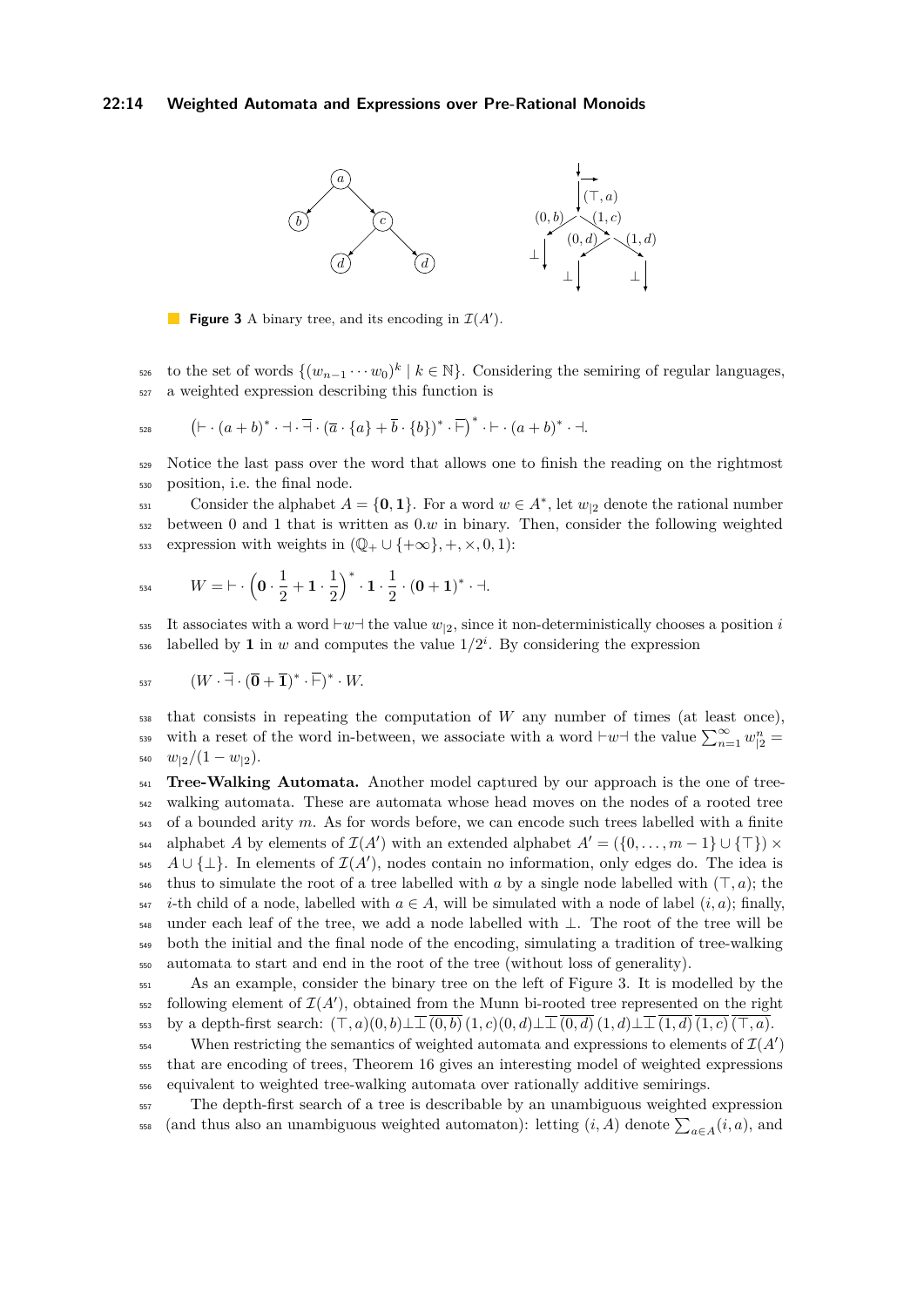**Figure 3** A binary tree, and its encoding in $\mathcal{I}(A')$.

to the set of words $\{(w_{n-1}\cdots w_0)^k \mid k\in\mathbb{N}\}$. Considering the semiring of regular languages, a weighted expression describing this function is

$$\left(\vdash\cdot(a+b)^*\cdot\dashv\cdot\overline{\dashv}\cdot(\overline{a}\cdot\{a\}+\overline{b}\cdot\{b\})^*\cdot\overline{\vdash}\right)^*\cdot\vdash\cdot(a+b)^*\cdot\dashv.$$

Notice the last pass over the word that allows one to finish the reading on the rightmost position, i.e. the final node.

Consider the alphabet $A=\{\mathbf{0},\mathbf{1}\}$. For a word $w\in A^*$, let $w_{|2}$ denote the rational number between 0 and 1 that is written as $0.w$ in binary. Then, consider the following weighted expression with weights in $(\mathbb{Q}_+\cup\{+\infty\},+,\times,0,1)$:

$$W=\vdash\cdot\left(\mathbf{0}\cdot\frac{1}{2}+\mathbf{1}\cdot\frac{1}{2}\right)^*\cdot\mathbf{1}\cdot\frac{1}{2}\cdot(\mathbf{0}+\mathbf{1})^*\cdot\dashv.$$

It associates with a word $\vdash w\dashv$ the value $w_{|2}$, since it non-deterministically chooses a position $i$ labelled by $\mathbf{1}$ in $w$ and computes the value $1/2^i$. By considering the expression

$$(W\cdot\overline{\dashv}\cdot(\overline{\mathbf{0}}+\overline{\mathbf{1}})^*\cdot\overline{\vdash})^*\cdot W.$$

that consists in repeating the computation of $W$ any number of times (at least once), with a reset of the word in-between, we associate with a word $\vdash w\dashv$ the value $\sum_{n=1}^{\infty}w_{|2}^n=w_{|2}/(1-w_{|2})$.

**Tree-Walking Automata.** Another model captured by our approach is the one of tree-walking automata. These are automata whose head moves on the nodes of a rooted tree of a bounded arity $m$. As for words before, we can encode such trees labelled with a finite alphabet $A$ by elements of $\mathcal{I}(A')$ with an extended alphabet $A'=(\{0,\dots,m-1\}\cup\{\top\})\times A\cup\{\bot\}$. In elements of $\mathcal{I}(A')$, nodes contain no information, only edges do. The idea is thus to simulate the root of a tree labelled with $a$ by a single node labelled with $(\top,a)$; the $i$-th child of a node, labelled with $a\in A$, will be simulated with a node of label $(i,a)$; finally, under each leaf of the tree, we add a node labelled with $\bot$. The root of the tree will be both the initial and the final node of the encoding, simulating a tradition of tree-walking automata to start and end in the root of the tree (without loss of generality).

As an example, consider the binary tree on the left of Figure 3. It is modelled by the following element of $\mathcal{I}(A')$, obtained from the Munn bi-rooted tree represented on the right by a depth-first search: $(\top,a)(0,b)\bot\overline{\bot}\,\overline{(0,b)}\,(1,c)(0,d)\bot\overline{\bot}\,\overline{(0,d)}\,(1,d)\bot\overline{\bot}\,\overline{(1,d)}\,\overline{(1,c)}\,\overline{(\top,a)}$.

When restricting the semantics of weighted automata and expressions to elements of $\mathcal{I}(A')$ that are encoding of trees, Theorem 16 gives an interesting model of weighted expressions equivalent to weighted tree-walking automata over rationally additive semirings.

The depth-first search of a tree is describable by an unambiguous weighted expression (and thus also an unambiguous weighted automaton): letting $(i,A)$ denote $\sum_{a\in A}(i,a)$, and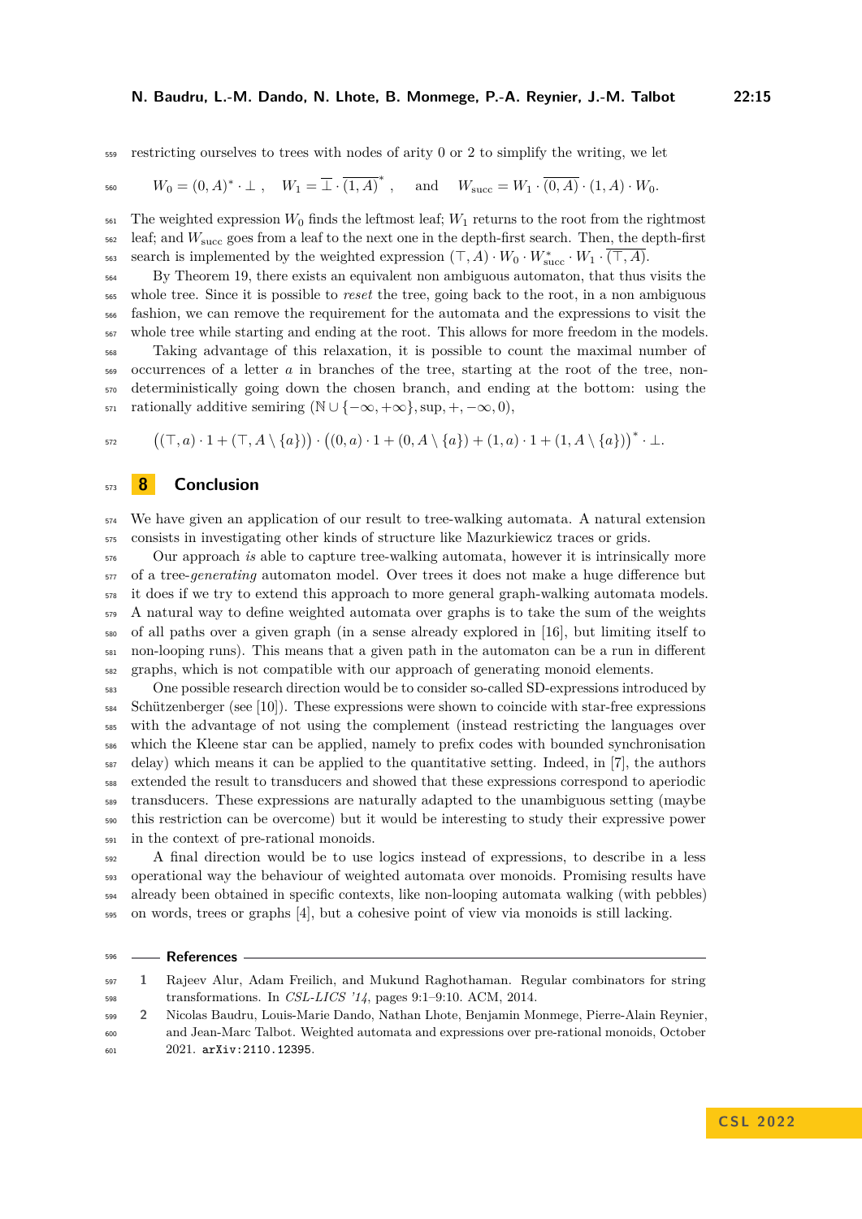restricting ourselves to trees with nodes of arity 0 or 2 to simplify the writing, we let

$$W_0 = (0, A)^* \cdot \bot \ , \quad W_1 = \overline{\bot} \cdot \overline{(1, A)}^* \ , \quad \text{and} \quad W_{\text{succ}} = W_1 \cdot \overline{(0, A)} \cdot (1, A) \cdot W_0.$$

The weighted expression $W_0$ finds the leftmost leaf; $W_1$ returns to the root from the rightmost leaf; and $W_{\text{succ}}$ goes from a leaf to the next one in the depth-first search. Then, the depth-first search is implemented by the weighted expression $(\top, A) \cdot W_0 \cdot W_{\text{succ}}^* \cdot W_1 \cdot \overline{(\top, A)}$.

By Theorem 19, there exists an equivalent non ambiguous automaton, that thus visits the whole tree. Since it is possible to *reset* the tree, going back to the root, in a non ambiguous fashion, we can remove the requirement for the automata and the expressions to visit the whole tree while starting and ending at the root. This allows for more freedom in the models.

Taking advantage of this relaxation, it is possible to count the maximal number of occurrences of a letter $a$ in branches of the tree, starting at the root of the tree, non-deterministically going down the chosen branch, and ending at the bottom: using the rationally additive semiring $(\mathbb{N} \cup \{-\infty, +\infty\}, \sup, +, -\infty, 0)$,

$$\big((\top, a) \cdot 1 + (\top, A \setminus \{a\})\big) \cdot \big((0, a) \cdot 1 + (0, A \setminus \{a\}) + (1, a) \cdot 1 + (1, A \setminus \{a\})\big)^* \cdot \bot.$$

## 8 Conclusion

We have given an application of our result to tree-walking automata. A natural extension consists in investigating other kinds of structure like Mazurkiewicz traces or grids.

Our approach *is* able to capture tree-walking automata, however it is intrinsically more of a tree-*generating* automaton model. Over trees it does not make a huge difference but it does if we try to extend this approach to more general graph-walking automata models. A natural way to define weighted automata over graphs is to take the sum of the weights of all paths over a given graph (in a sense already explored in [16], but limiting itself to non-looping runs). This means that a given path in the automaton can be a run in different graphs, which is not compatible with our approach of generating monoid elements.

One possible research direction would be to consider so-called SD-expressions introduced by Schützenberger (see [10]). These expressions were shown to coincide with star-free expressions with the advantage of not using the complement (instead restricting the languages over which the Kleene star can be applied, namely to prefix codes with bounded synchronisation delay) which means it can be applied to the quantitative setting. Indeed, in [7], the authors extended the result to transducers and showed that these expressions correspond to aperiodic transducers. These expressions are naturally adapted to the unambiguous setting (maybe this restriction can be overcome) but it would be interesting to study their expressive power in the context of pre-rational monoids.

A final direction would be to use logics instead of expressions, to describe in a less operational way the behaviour of weighted automata over monoids. Promising results have already been obtained in specific contexts, like non-looping automata walking (with pebbles) on words, trees or graphs [4], but a cohesive point of view via monoids is still lacking.

## References

1. Rajeev Alur, Adam Freilich, and Mukund Raghothaman. Regular combinators for string transformations. In *CSL-LICS '14*, pages 9:1–9:10. ACM, 2014.
2. Nicolas Baudru, Louis-Marie Dando, Nathan Lhote, Benjamin Monmege, Pierre-Alain Reynier, and Jean-Marc Talbot. Weighted automata and expressions over pre-rational monoids, October 2021. `arXiv:2110.12395`.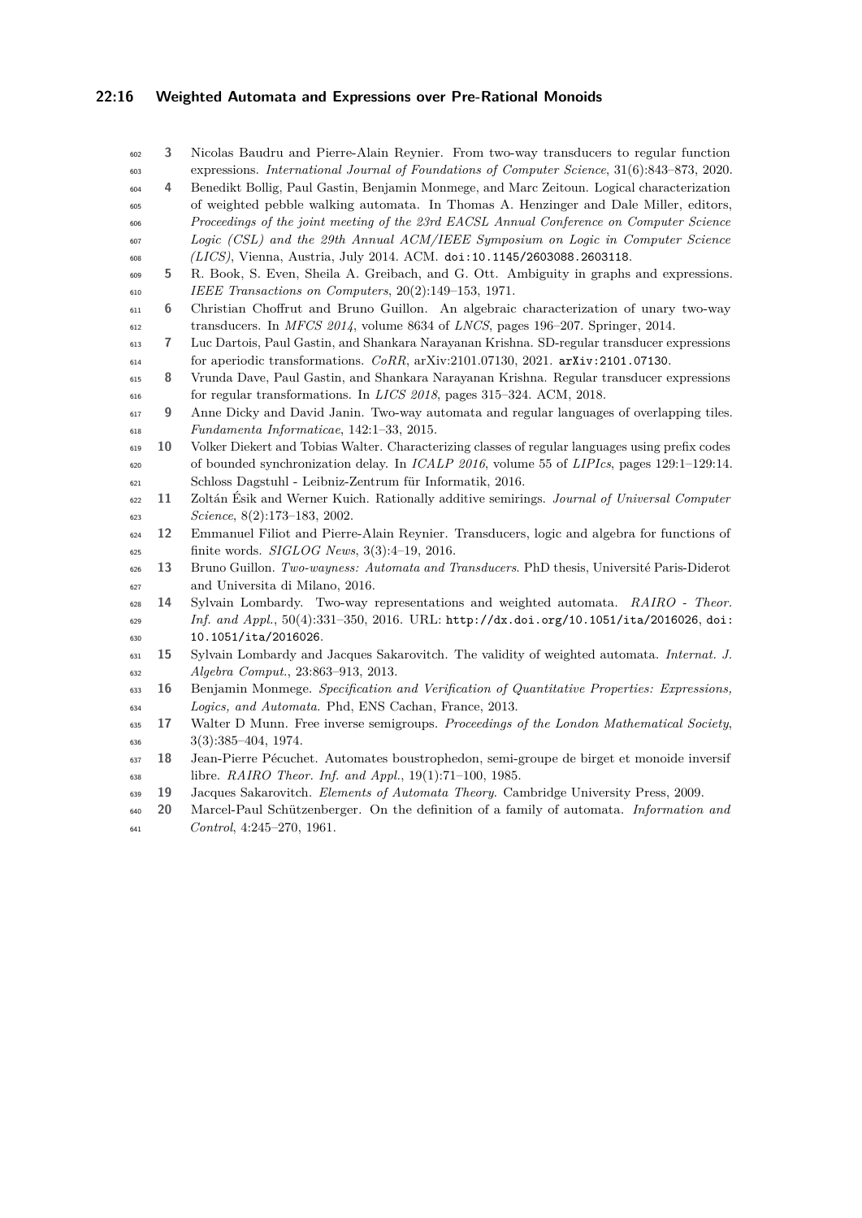3 Nicolas Baudru and Pierre-Alain Reynier. From two-way transducers to regular function expressions. *International Journal of Foundations of Computer Science*, 31(6):843–873, 2020.

4 Benedikt Bollig, Paul Gastin, Benjamin Monmege, and Marc Zeitoun. Logical characterization of weighted pebble walking automata. In Thomas A. Henzinger and Dale Miller, editors, *Proceedings of the joint meeting of the 23rd EACSL Annual Conference on Computer Science Logic (CSL) and the 29th Annual ACM/IEEE Symposium on Logic in Computer Science (LICS)*, Vienna, Austria, July 2014. ACM. doi:10.1145/2603088.2603118.

5 R. Book, S. Even, Sheila A. Greibach, and G. Ott. Ambiguity in graphs and expressions. *IEEE Transactions on Computers*, 20(2):149–153, 1971.

6 Christian Choffrut and Bruno Guillon. An algebraic characterization of unary two-way transducers. In *MFCS 2014*, volume 8634 of *LNCS*, pages 196–207. Springer, 2014.

7 Luc Dartois, Paul Gastin, and Shankara Narayanan Krishna. SD-regular transducer expressions for aperiodic transformations. *CoRR*, arXiv:2101.07130, 2021. arXiv:2101.07130.

8 Vrunda Dave, Paul Gastin, and Shankara Narayanan Krishna. Regular transducer expressions for regular transformations. In *LICS 2018*, pages 315–324. ACM, 2018.

9 Anne Dicky and David Janin. Two-way automata and regular languages of overlapping tiles. *Fundamenta Informaticae*, 142:1–33, 2015.

10 Volker Diekert and Tobias Walter. Characterizing classes of regular languages using prefix codes of bounded synchronization delay. In *ICALP 2016*, volume 55 of *LIPIcs*, pages 129:1–129:14. Schloss Dagstuhl - Leibniz-Zentrum für Informatik, 2016.

11 Zoltán Ésik and Werner Kuich. Rationally additive semirings. *Journal of Universal Computer Science*, 8(2):173–183, 2002.

12 Emmanuel Filiot and Pierre-Alain Reynier. Transducers, logic and algebra for functions of finite words. *SIGLOG News*, 3(3):4–19, 2016.

13 Bruno Guillon. *Two-wayness: Automata and Transducers*. PhD thesis, Université Paris-Diderot and Universita di Milano, 2016.

14 Sylvain Lombardy. Two-way representations and weighted automata. *RAIRO - Theor. Inf. and Appl.*, 50(4):331–350, 2016. URL: http://dx.doi.org/10.1051/ita/2016026, doi:10.1051/ita/2016026.

15 Sylvain Lombardy and Jacques Sakarovitch. The validity of weighted automata. *Internat. J. Algebra Comput.*, 23:863–913, 2013.

16 Benjamin Monmege. *Specification and Verification of Quantitative Properties: Expressions, Logics, and Automata*. Phd, ENS Cachan, France, 2013.

17 Walter D Munn. Free inverse semigroups. *Proceedings of the London Mathematical Society*, 3(3):385–404, 1974.

18 Jean-Pierre Pécuchet. Automates boustrophedon, semi-groupe de birget et monoide inversif libre. *RAIRO Theor. Inf. and Appl.*, 19(1):71–100, 1985.

19 Jacques Sakarovitch. *Elements of Automata Theory*. Cambridge University Press, 2009.

20 Marcel-Paul Schützenberger. On the definition of a family of automata. *Information and Control*, 4:245–270, 1961.